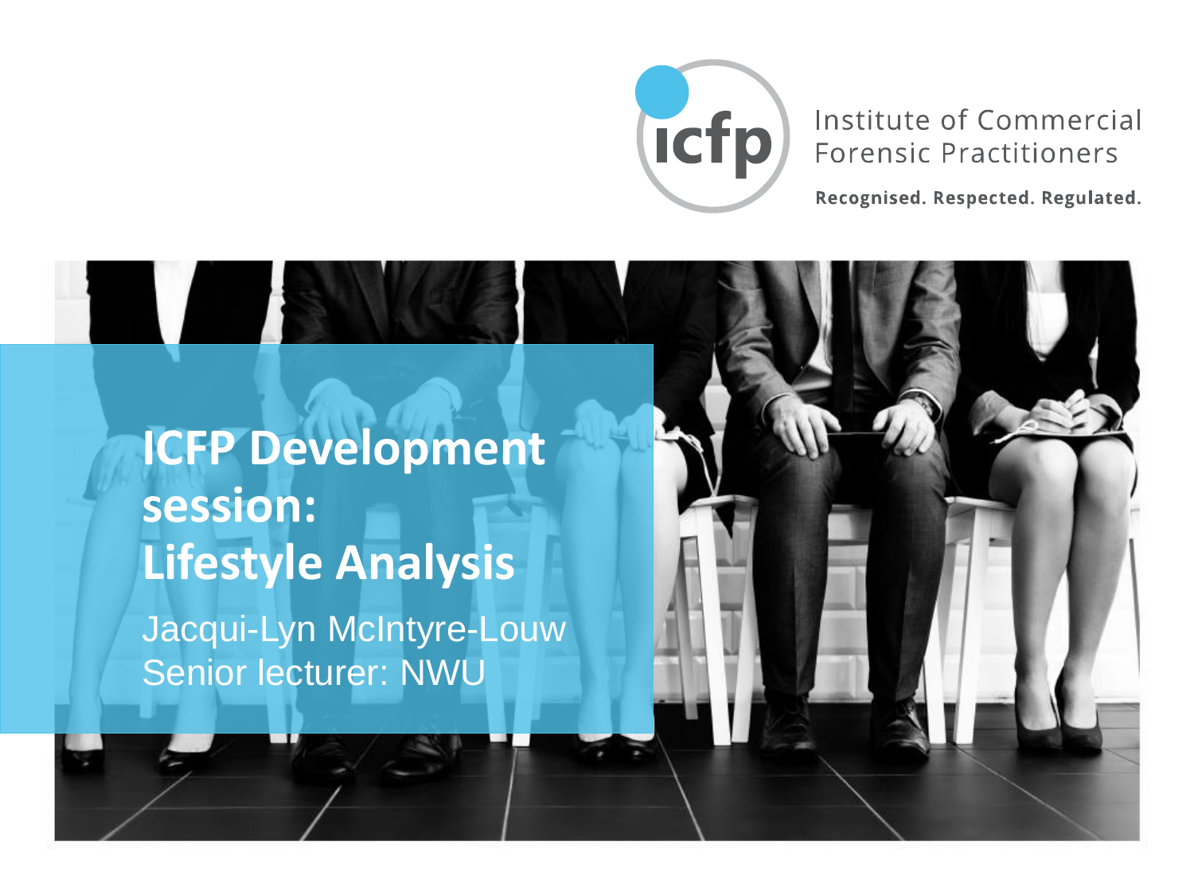Institute of Commercial Forensic Practitioners

Recognised. Respected. Regulated.

# ICFP Development session: Lifestyle Analysis

Jacqui-Lyn McIntyre-Louw
Senior lecturer: NWU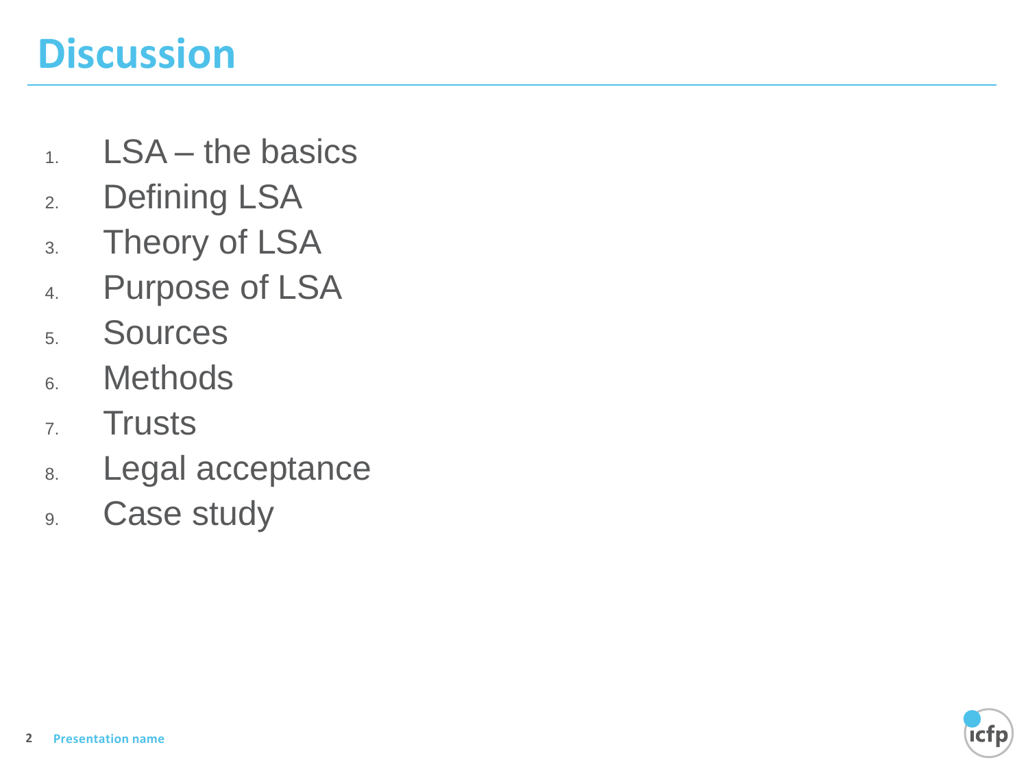# Discussion

1. LSA – the basics
2. Defining LSA
3. Theory of LSA
4. Purpose of LSA
5. Sources
6. Methods
7. Trusts
8. Legal acceptance
9. Case study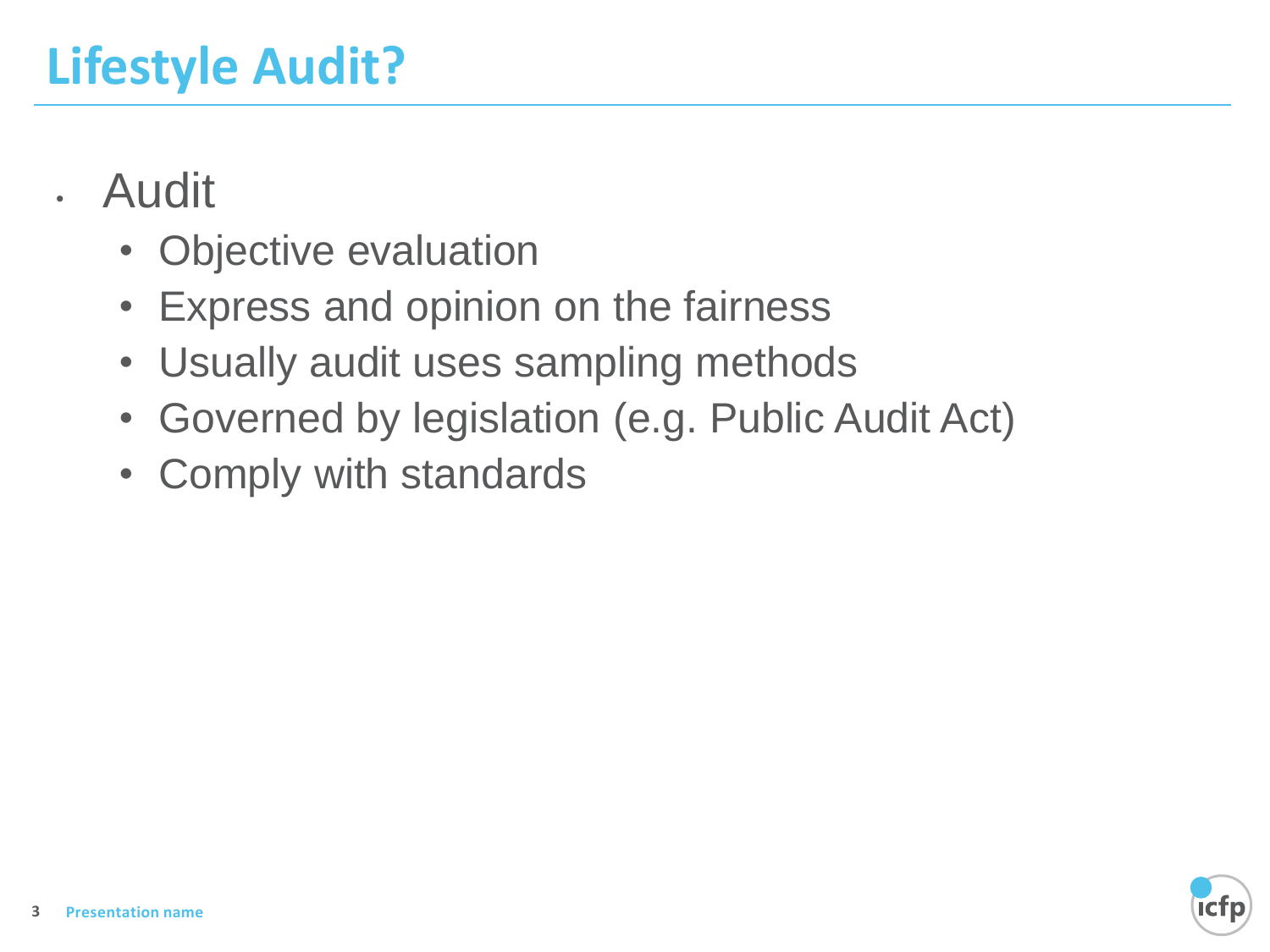# Lifestyle Audit?

- Audit
  - Objective evaluation
  - Express and opinion on the fairness
  - Usually audit uses sampling methods
  - Governed by legislation (e.g. Public Audit Act)
  - Comply with standards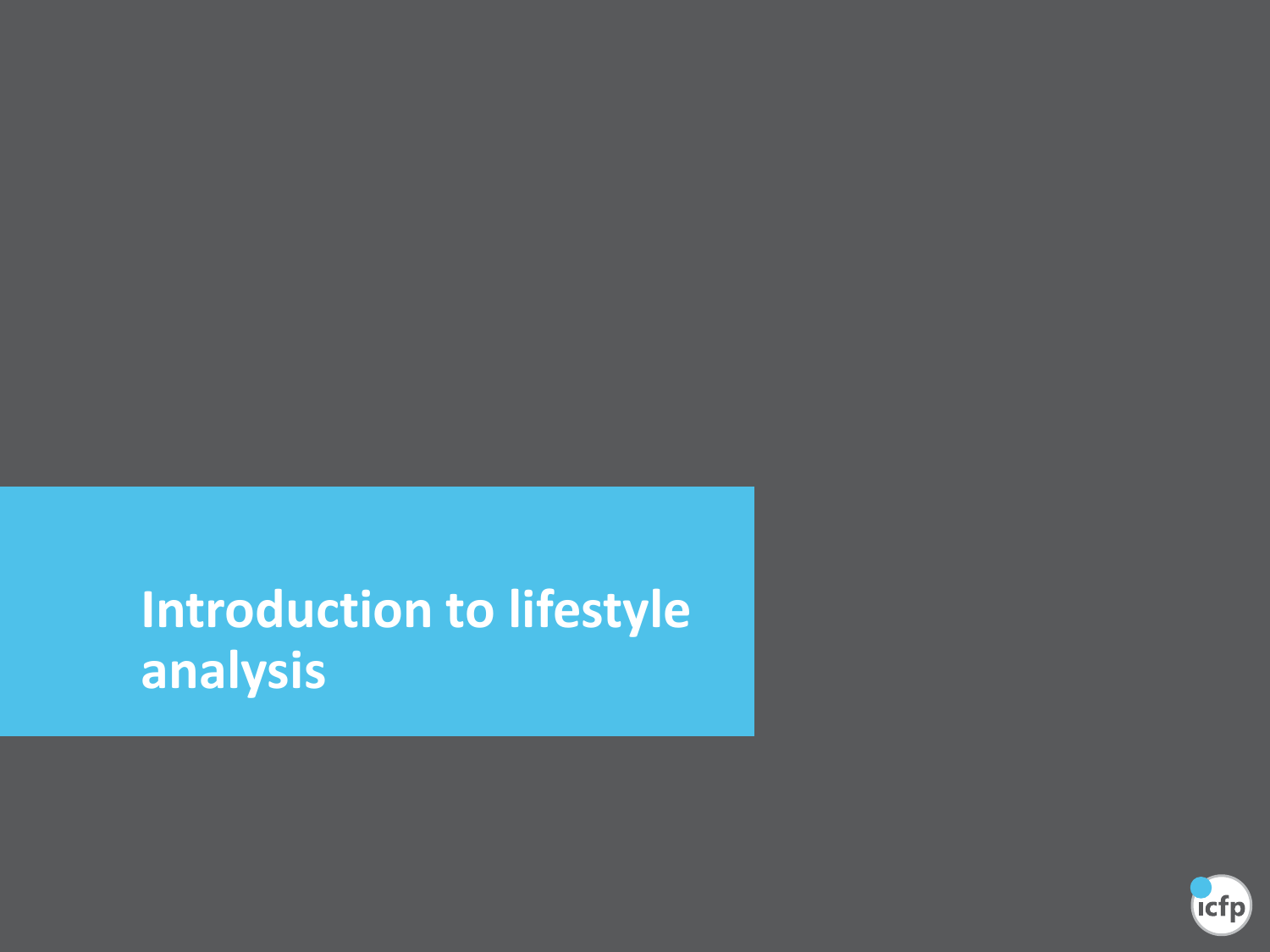# Introduction to lifestyle analysis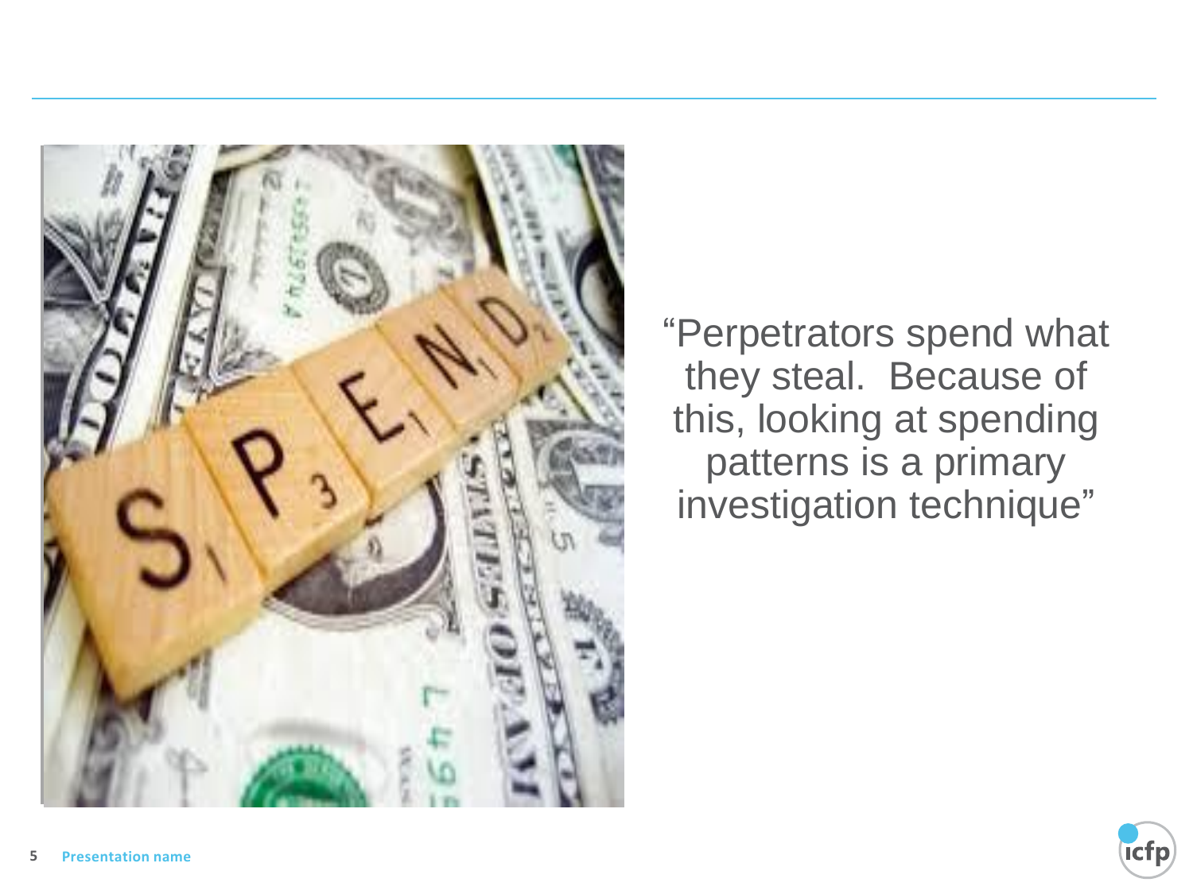“Perpetrators spend what they steal. Because of this, looking at spending patterns is a primary investigation technique”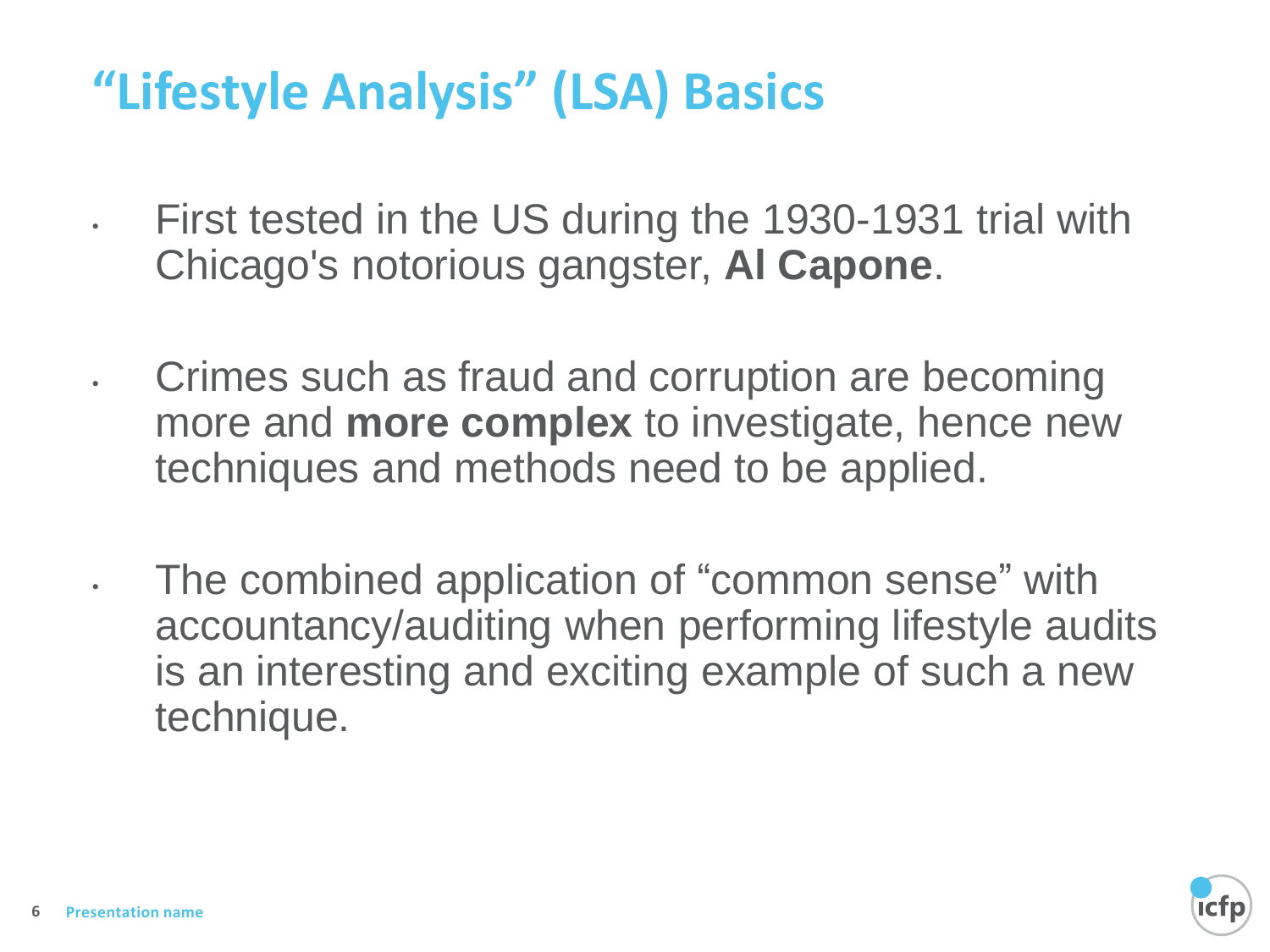# "Lifestyle Analysis" (LSA) Basics

- First tested in the US during the 1930-1931 trial with Chicago's notorious gangster, **Al Capone**.
- Crimes such as fraud and corruption are becoming more and **more complex** to investigate, hence new techniques and methods need to be applied.
- The combined application of "common sense" with accountancy/auditing when performing lifestyle audits is an interesting and exciting example of such a new technique.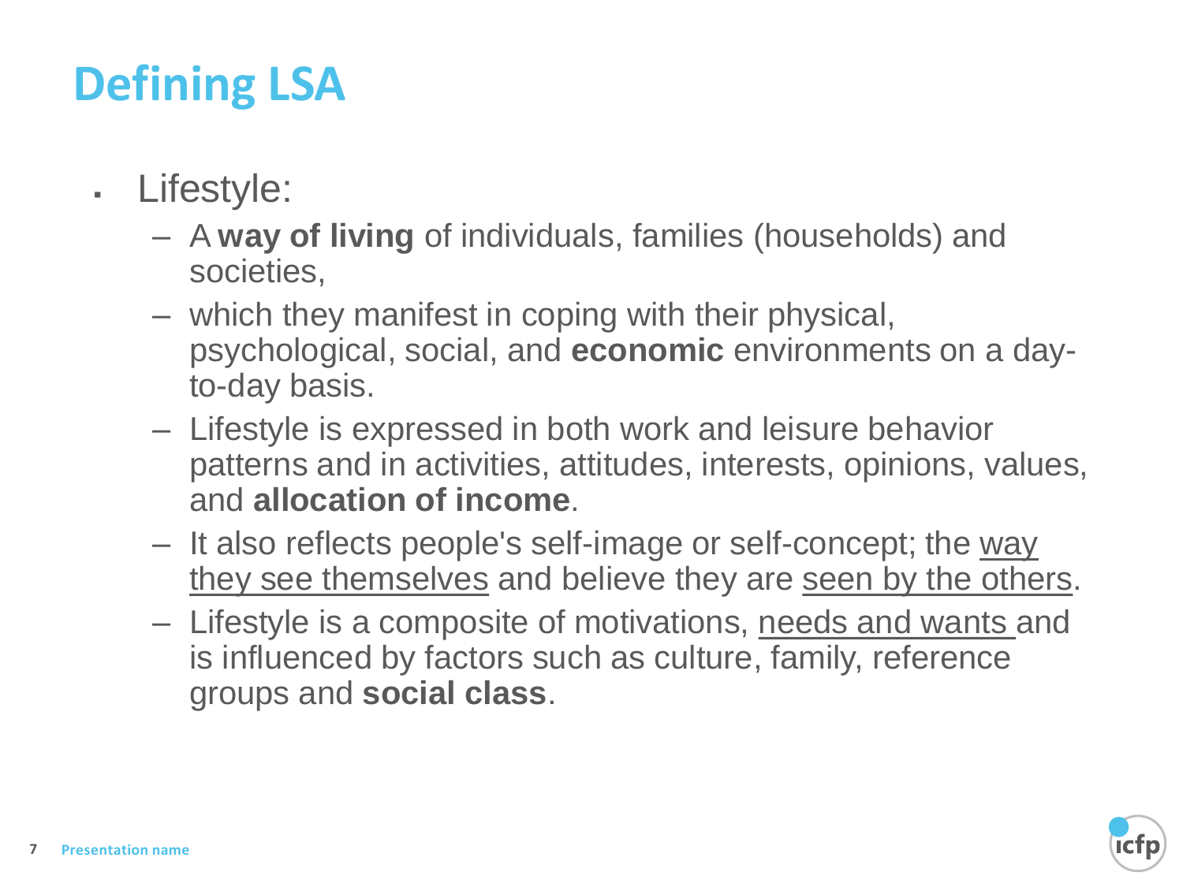# Defining LSA

- Lifestyle:
  - A **way of living** of individuals, families (households) and societies,
  - which they manifest in coping with their physical, psychological, social, and **economic** environments on a day-to-day basis.
  - Lifestyle is expressed in both work and leisure behavior patterns and in activities, attitudes, interests, opinions, values, and **allocation of income**.
  - It also reflects people's self-image or self-concept; the <u>way they see themselves</u> and believe they are <u>seen by the others</u>.
  - Lifestyle is a composite of motivations, <u>needs and wants</u> and is influenced by factors such as culture, family, reference groups and **social class**.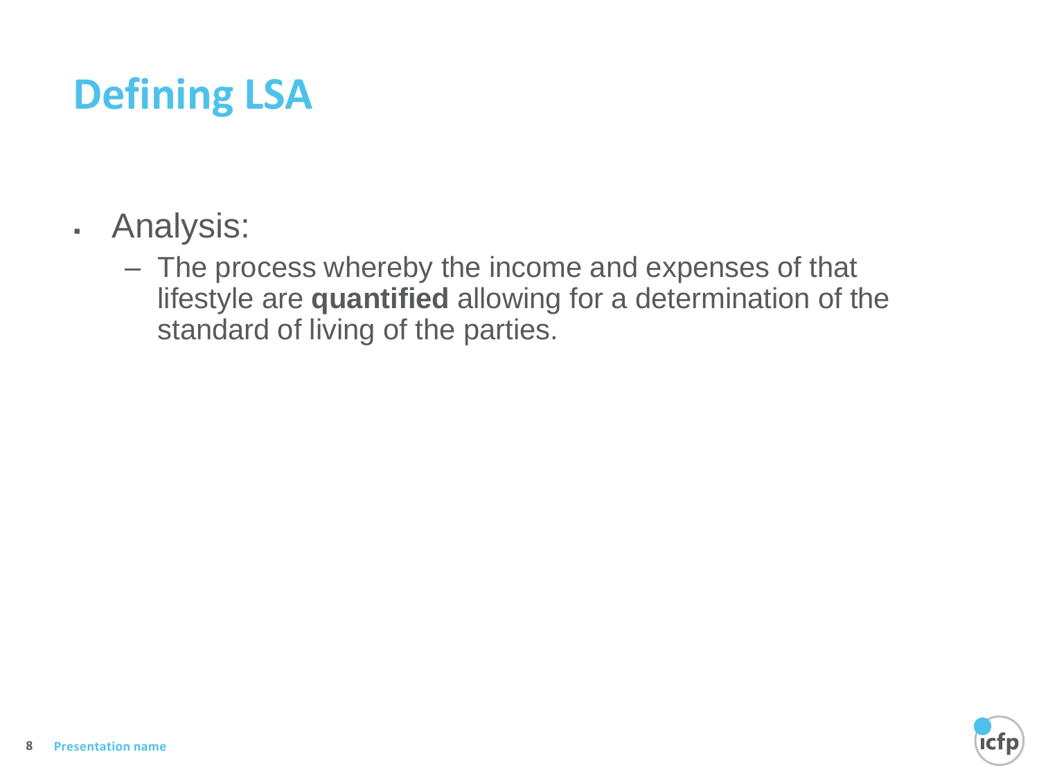# Defining LSA

- Analysis:
  - The process whereby the income and expenses of that lifestyle are **quantified** allowing for a determination of the standard of living of the parties.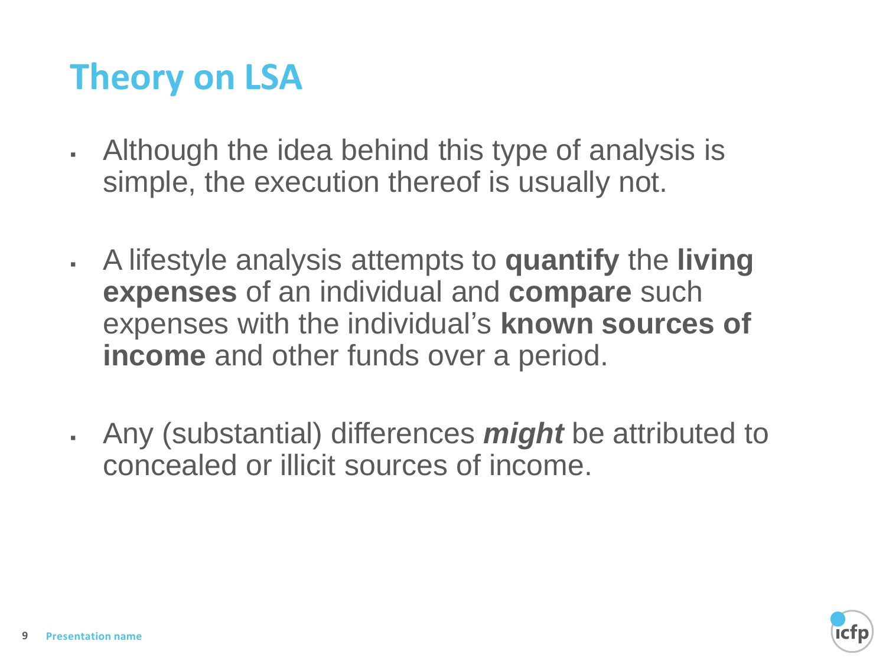# Theory on LSA

- Although the idea behind this type of analysis is simple, the execution thereof is usually not.
- A lifestyle analysis attempts to **quantify** the **living expenses** of an individual and **compare** such expenses with the individual's **known sources of income** and other funds over a period.
- Any (substantial) differences ***might*** be attributed to concealed or illicit sources of income.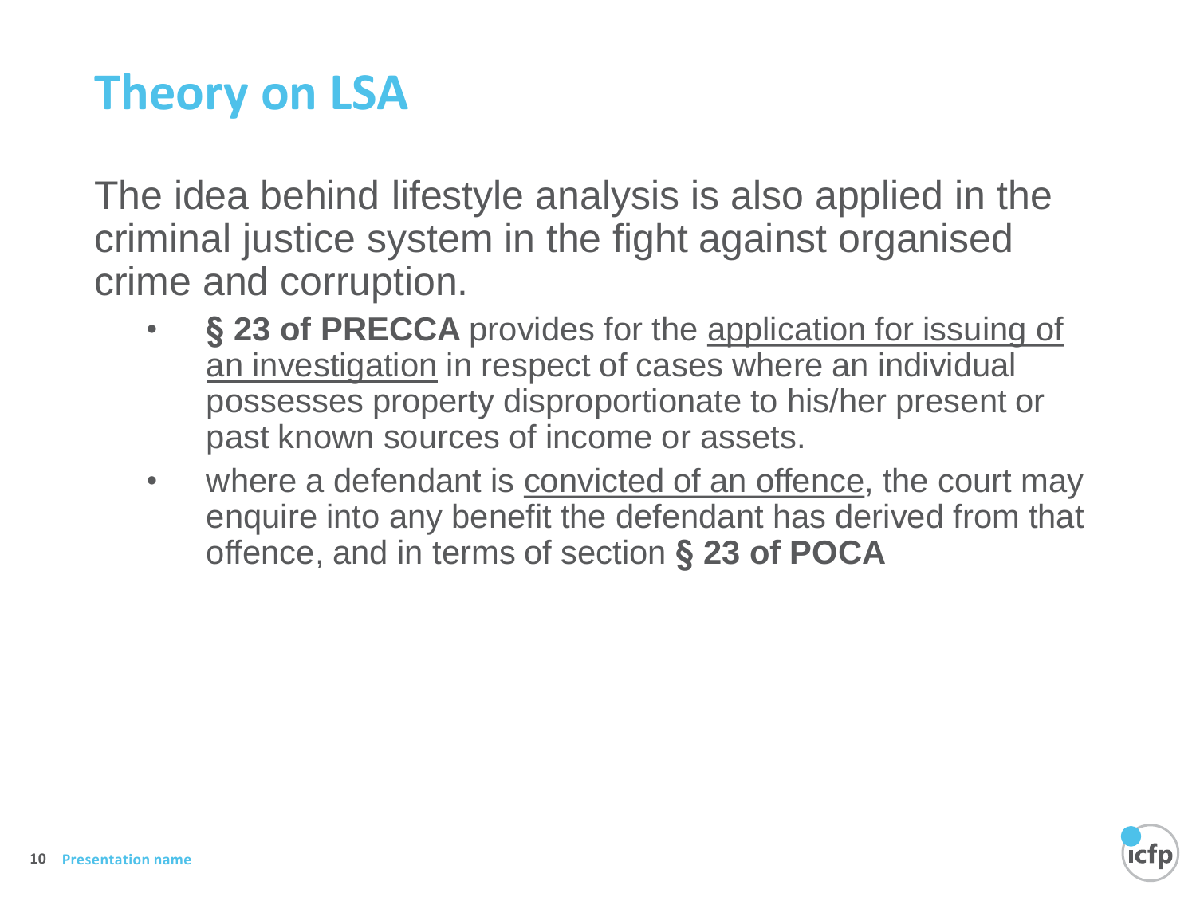# Theory on LSA

The idea behind lifestyle analysis is also applied in the criminal justice system in the fight against organised crime and corruption.

- **§ 23 of PRECCA** provides for the application for issuing of an investigation in respect of cases where an individual possesses property disproportionate to his/her present or past known sources of income or assets.
- where a defendant is convicted of an offence, the court may enquire into any benefit the defendant has derived from that offence, and in terms of section **§ 23 of POCA**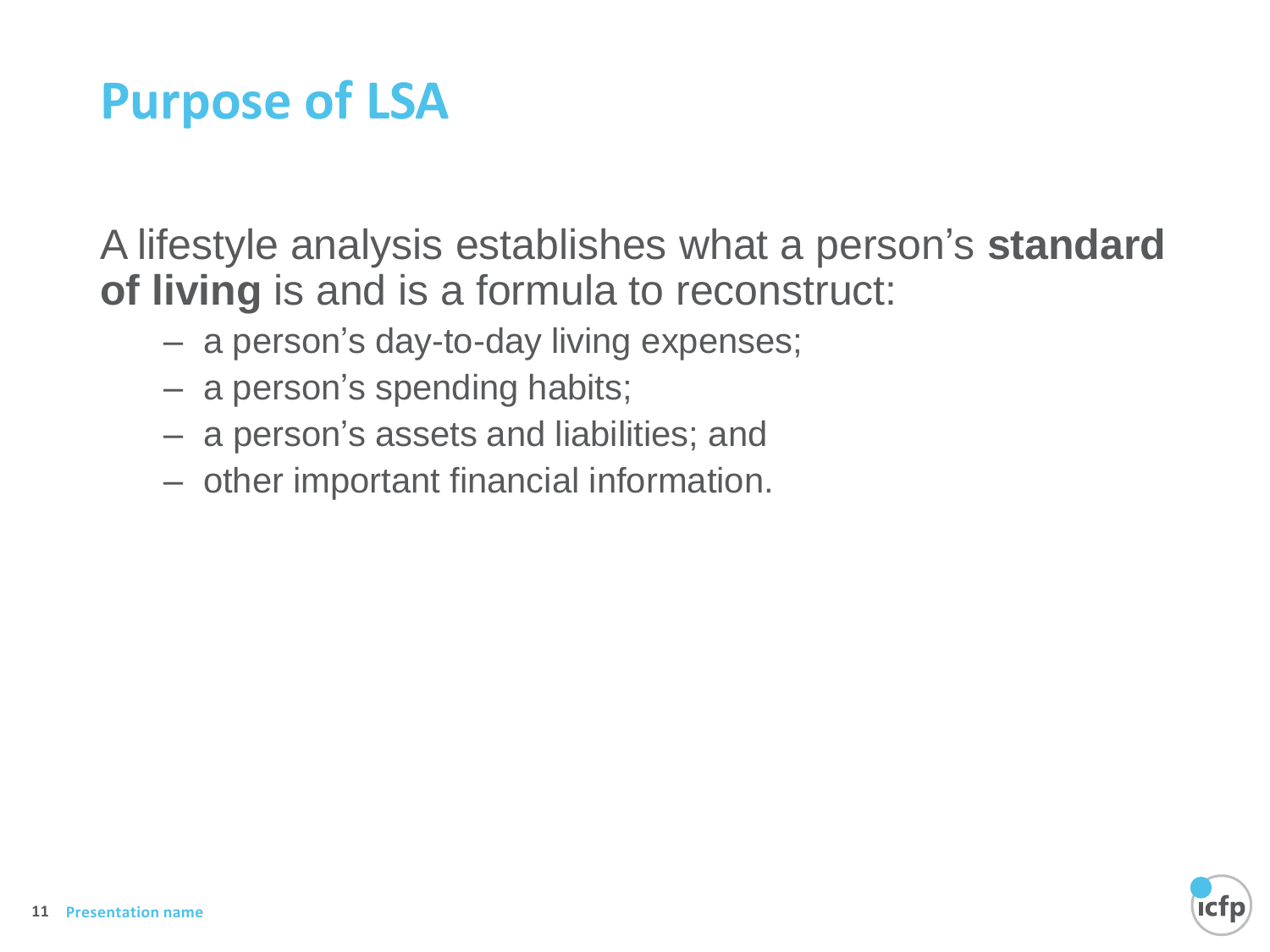# Purpose of LSA

A lifestyle analysis establishes what a person's **standard of living** is and is a formula to reconstruct:

- a person's day-to-day living expenses;
- a person's spending habits;
- a person's assets and liabilities; and
- other important financial information.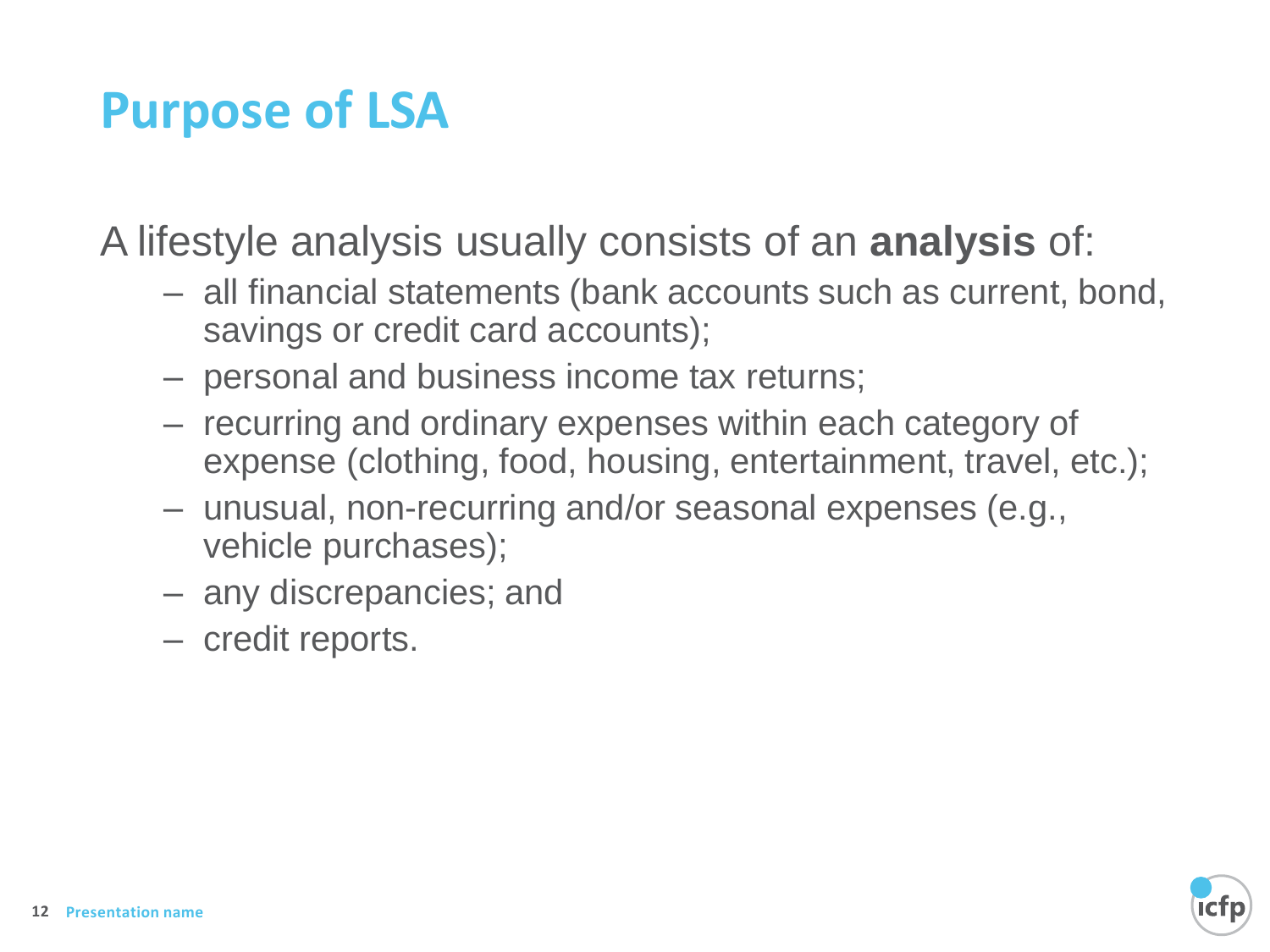# Purpose of LSA

A lifestyle analysis usually consists of an **analysis** of:

- all financial statements (bank accounts such as current, bond, savings or credit card accounts);
- personal and business income tax returns;
- recurring and ordinary expenses within each category of expense (clothing, food, housing, entertainment, travel, etc.);
- unusual, non-recurring and/or seasonal expenses (e.g., vehicle purchases);
- any discrepancies; and
- credit reports.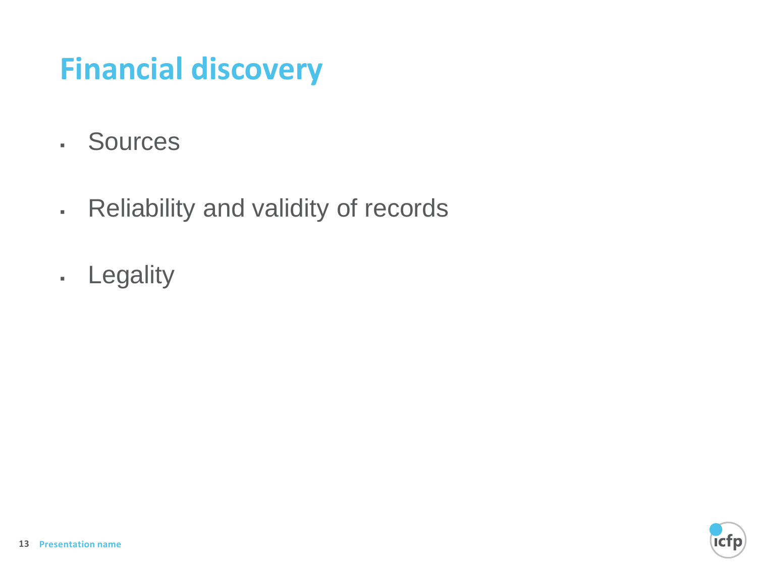# Financial discovery

- Sources
- Reliability and validity of records
- Legality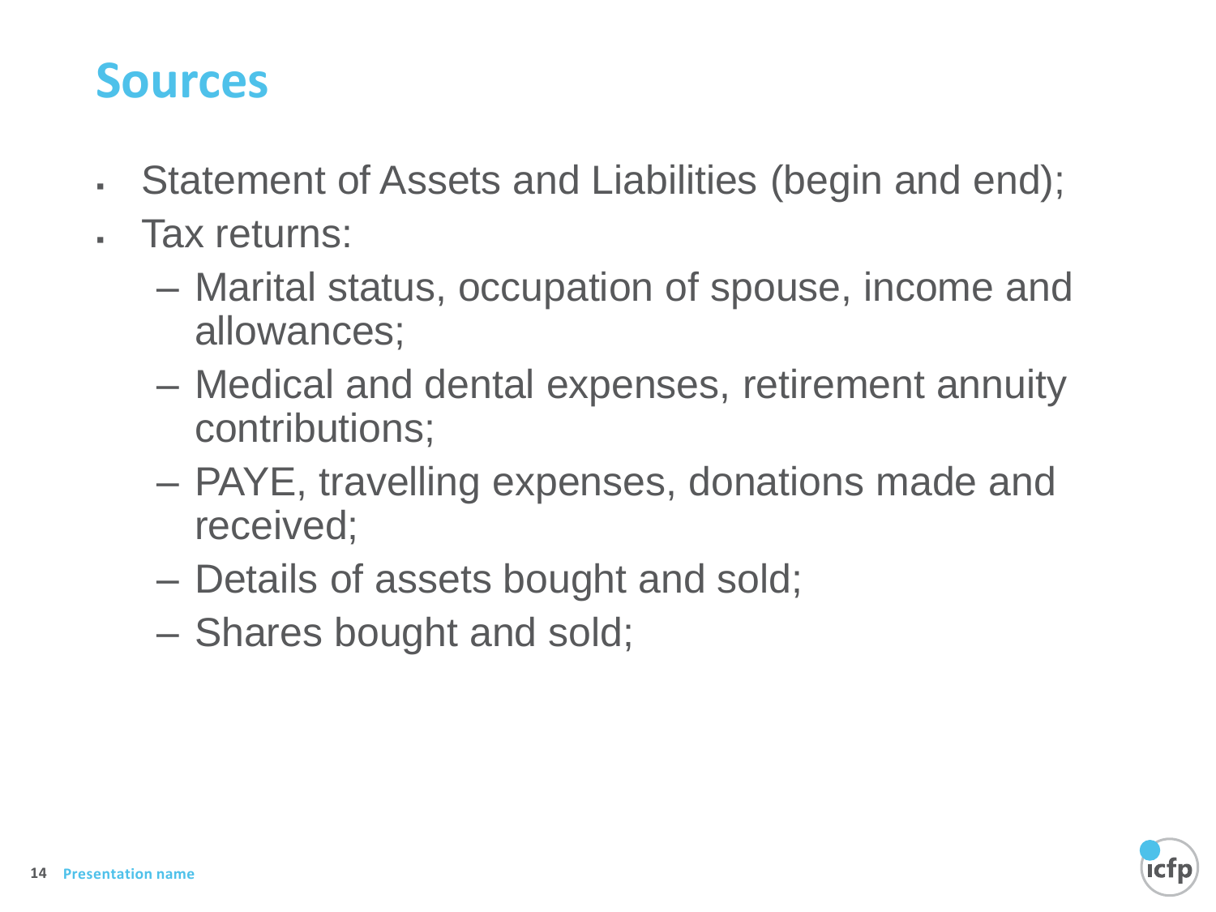# Sources

- Statement of Assets and Liabilities (begin and end);
- Tax returns:
  - Marital status, occupation of spouse, income and allowances;
  - Medical and dental expenses, retirement annuity contributions;
  - PAYE, travelling expenses, donations made and received;
  - Details of assets bought and sold;
  - Shares bought and sold;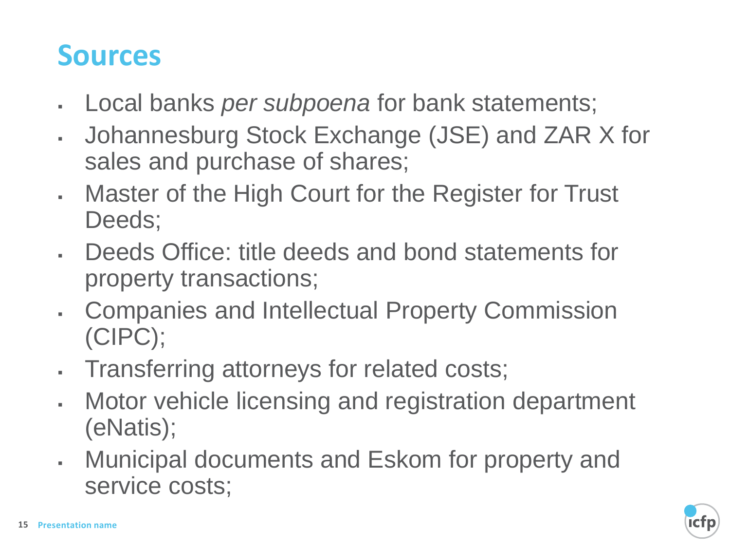## Sources

- Local banks *per subpoena* for bank statements;
- Johannesburg Stock Exchange (JSE) and ZAR X for sales and purchase of shares;
- Master of the High Court for the Register for Trust Deeds;
- Deeds Office: title deeds and bond statements for property transactions;
- Companies and Intellectual Property Commission (CIPC);
- Transferring attorneys for related costs;
- Motor vehicle licensing and registration department (eNatis);
- Municipal documents and Eskom for property and service costs;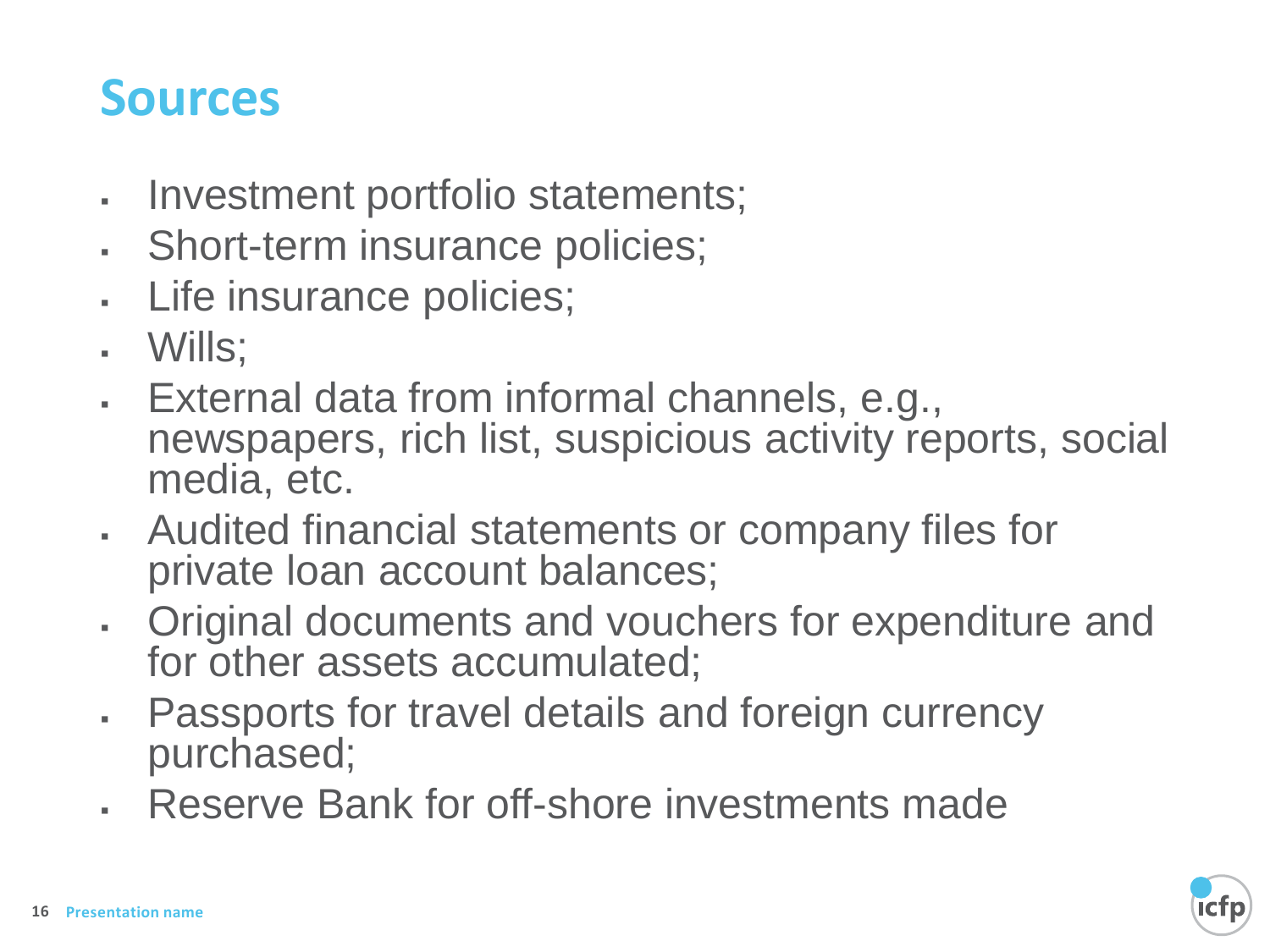# Sources

- Investment portfolio statements;
- Short-term insurance policies;
- Life insurance policies;
- Wills;
- External data from informal channels, e.g., newspapers, rich list, suspicious activity reports, social media, etc.
- Audited financial statements or company files for private loan account balances;
- Original documents and vouchers for expenditure and for other assets accumulated;
- Passports for travel details and foreign currency purchased;
- Reserve Bank for off-shore investments made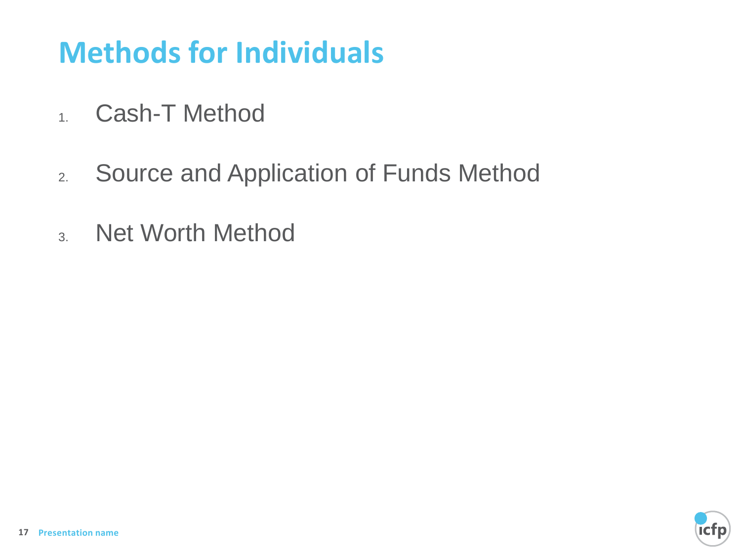# Methods for Individuals

1. Cash-T Method
2. Source and Application of Funds Method
3. Net Worth Method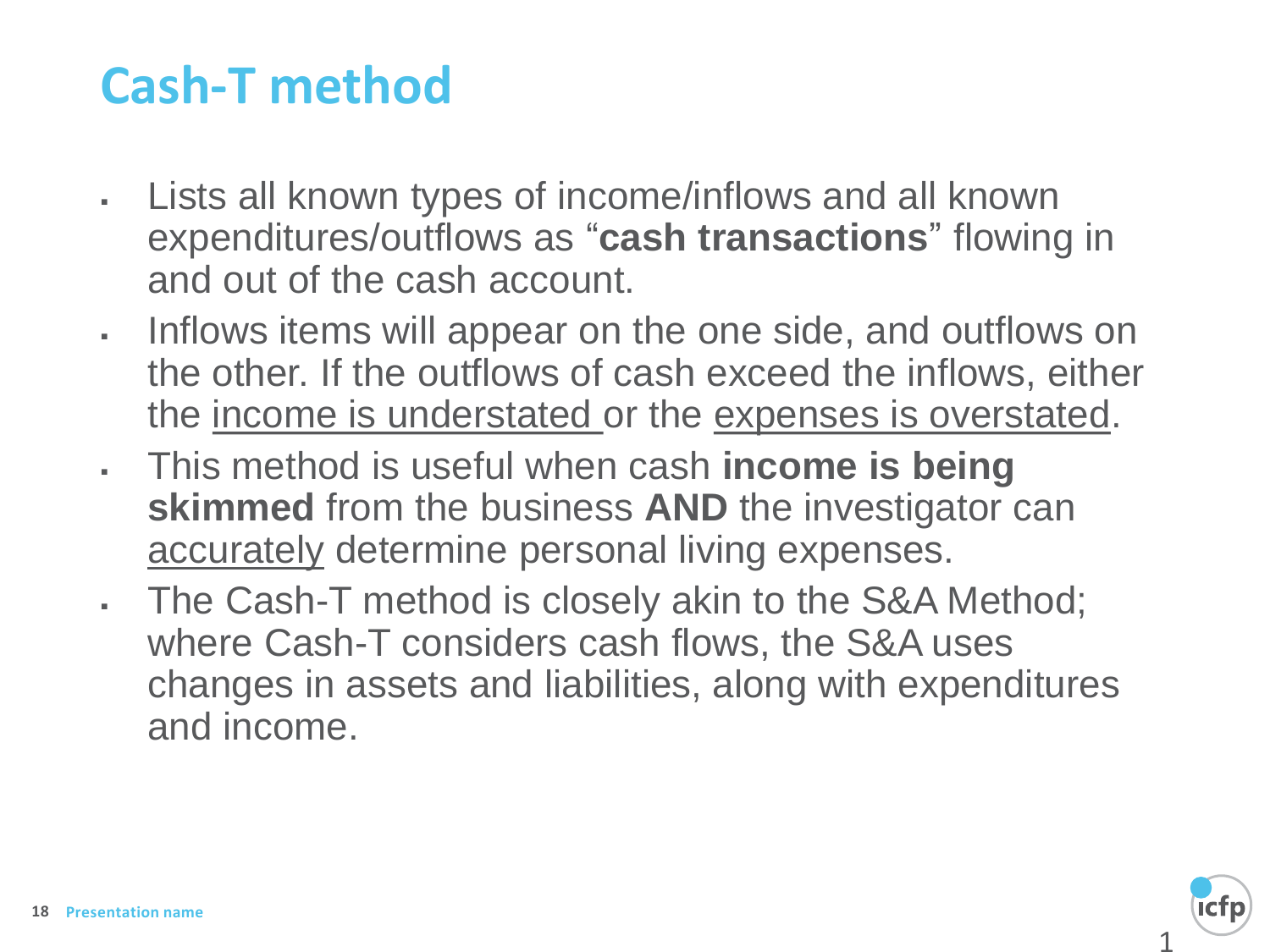# Cash-T method

- Lists all known types of income/inflows and all known expenditures/outflows as "**cash transactions**" flowing in and out of the cash account.
- Inflows items will appear on the one side, and outflows on the other. If the outflows of cash exceed the inflows, either the <u>income is understated</u> or the <u>expenses is overstated</u>.
- This method is useful when cash **income is being skimmed** from the business **AND** the investigator can <u>accurately</u> determine personal living expenses.
- The Cash-T method is closely akin to the S&A Method; where Cash-T considers cash flows, the S&A uses changes in assets and liabilities, along with expenditures and income.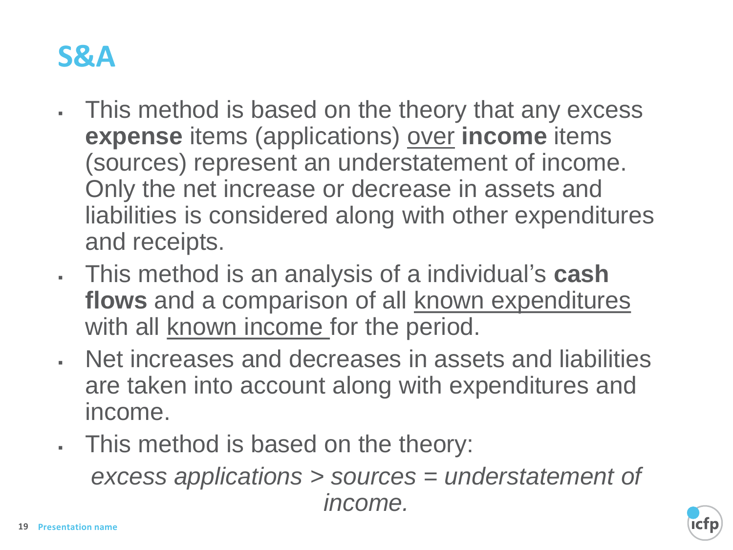# S&A

- This method is based on the theory that any excess **expense** items (applications) <u>over</u> **income** items (sources) represent an understatement of income. Only the net increase or decrease in assets and liabilities is considered along with other expenditures and receipts.
- This method is an analysis of a individual's **cash flows** and a comparison of all <u>known expenditures</u> with all <u>known income</u> for the period.
- Net increases and decreases in assets and liabilities are taken into account along with expenditures and income.
- This method is based on the theory:

  *excess applications > sources = understatement of income.*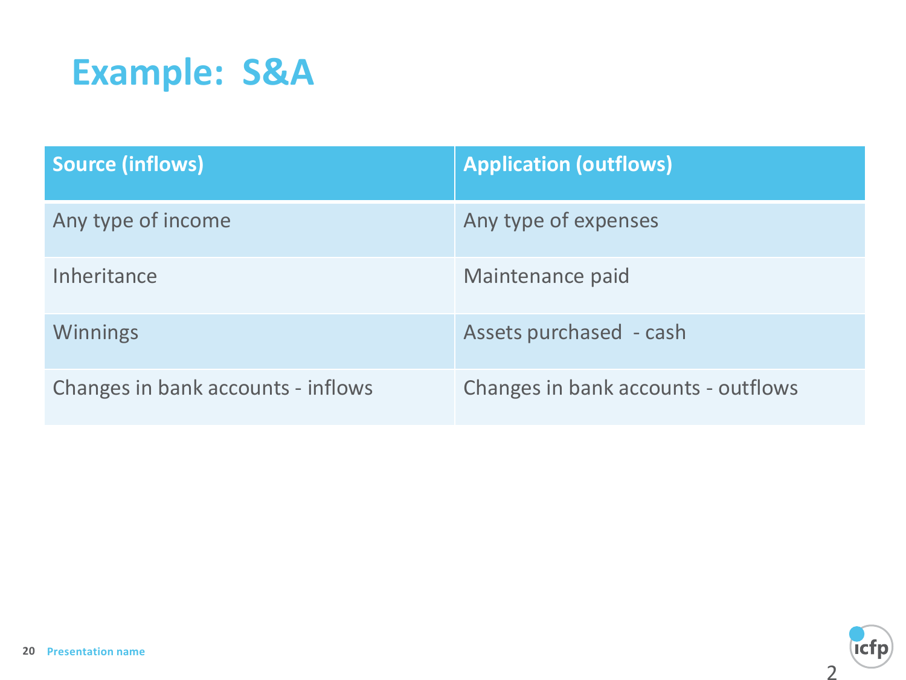# Example: S&A

| Source (inflows) | Application (outflows) |
|---|---|
| Any type of income | Any type of expenses |
| Inheritance | Maintenance paid |
| Winnings | Assets purchased - cash |
| Changes in bank accounts - inflows | Changes in bank accounts - outflows |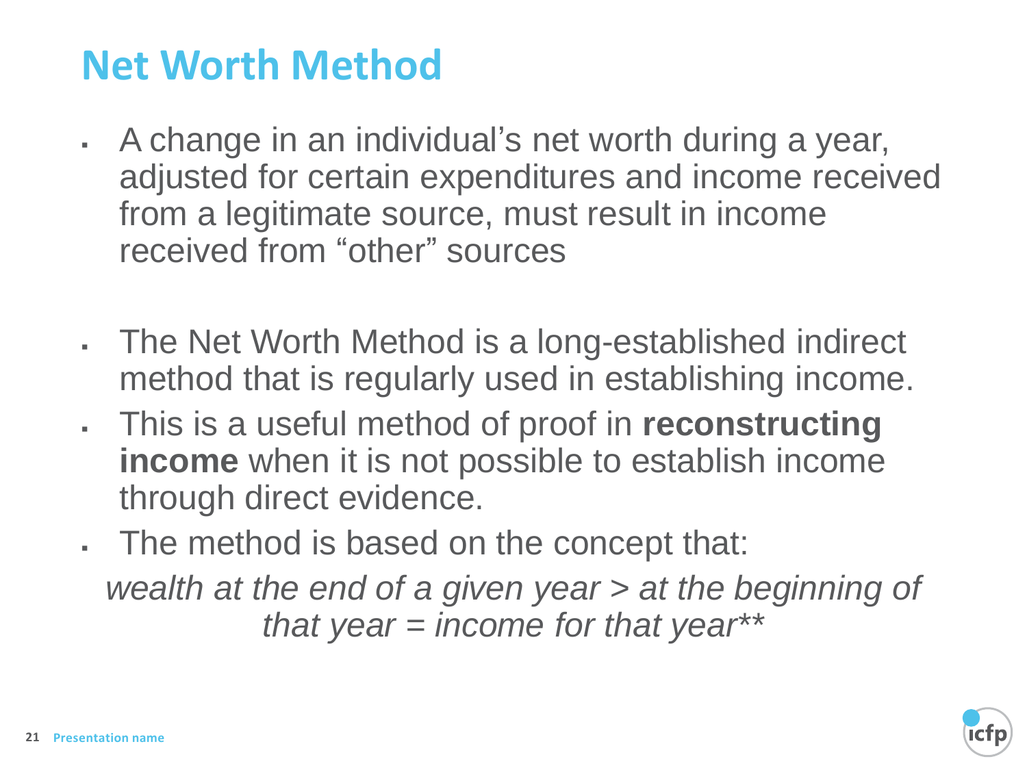# Net Worth Method

- A change in an individual's net worth during a year, adjusted for certain expenditures and income received from a legitimate source, must result in income received from "other" sources

- The Net Worth Method is a long-established indirect method that is regularly used in establishing income.
- This is a useful method of proof in **reconstructing income** when it is not possible to establish income through direct evidence.
- The method is based on the concept that:

*wealth at the end of a given year > at the beginning of that year = income for that year***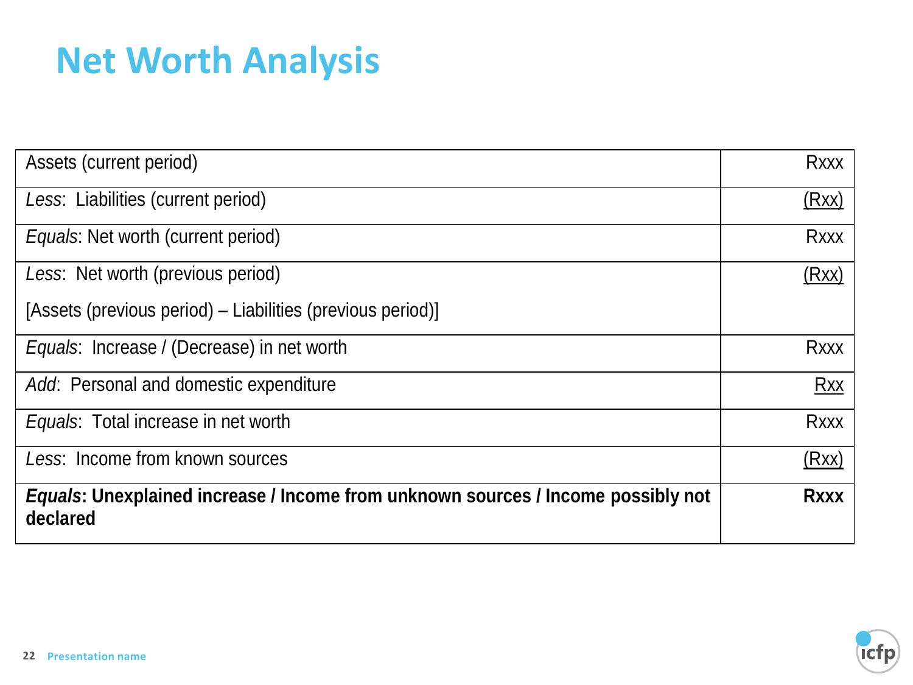# Net Worth Analysis

| | |
|---|---|
| Assets (current period) | Rxxx |
| *Less*: Liabilities (current period) | (Rxx) |
| *Equals*: Net worth (current period) | Rxxx |
| *Less*: Net worth (previous period)<br>[Assets (previous period) – Liabilities (previous period)] | (Rxx) |
| *Equals*: Increase / (Decrease) in net worth | Rxxx |
| *Add*: Personal and domestic expenditure | Rxx |
| *Equals*: Total increase in net worth | Rxxx |
| *Less*: Income from known sources | (Rxx) |
| ***Equals*: Unexplained increase / Income from unknown sources / Income possibly not declared** | **Rxxx** |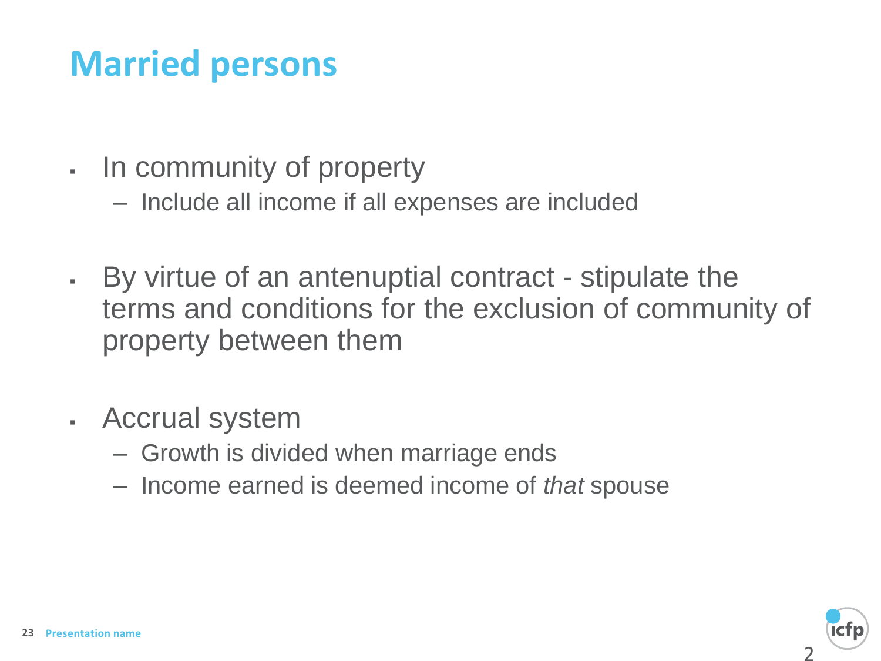# Married persons

- In community of property
  - Include all income if all expenses are included

- By virtue of an antenuptial contract - stipulate the terms and conditions for the exclusion of community of property between them

- Accrual system
  - Growth is divided when marriage ends
  - Income earned is deemed income of *that* spouse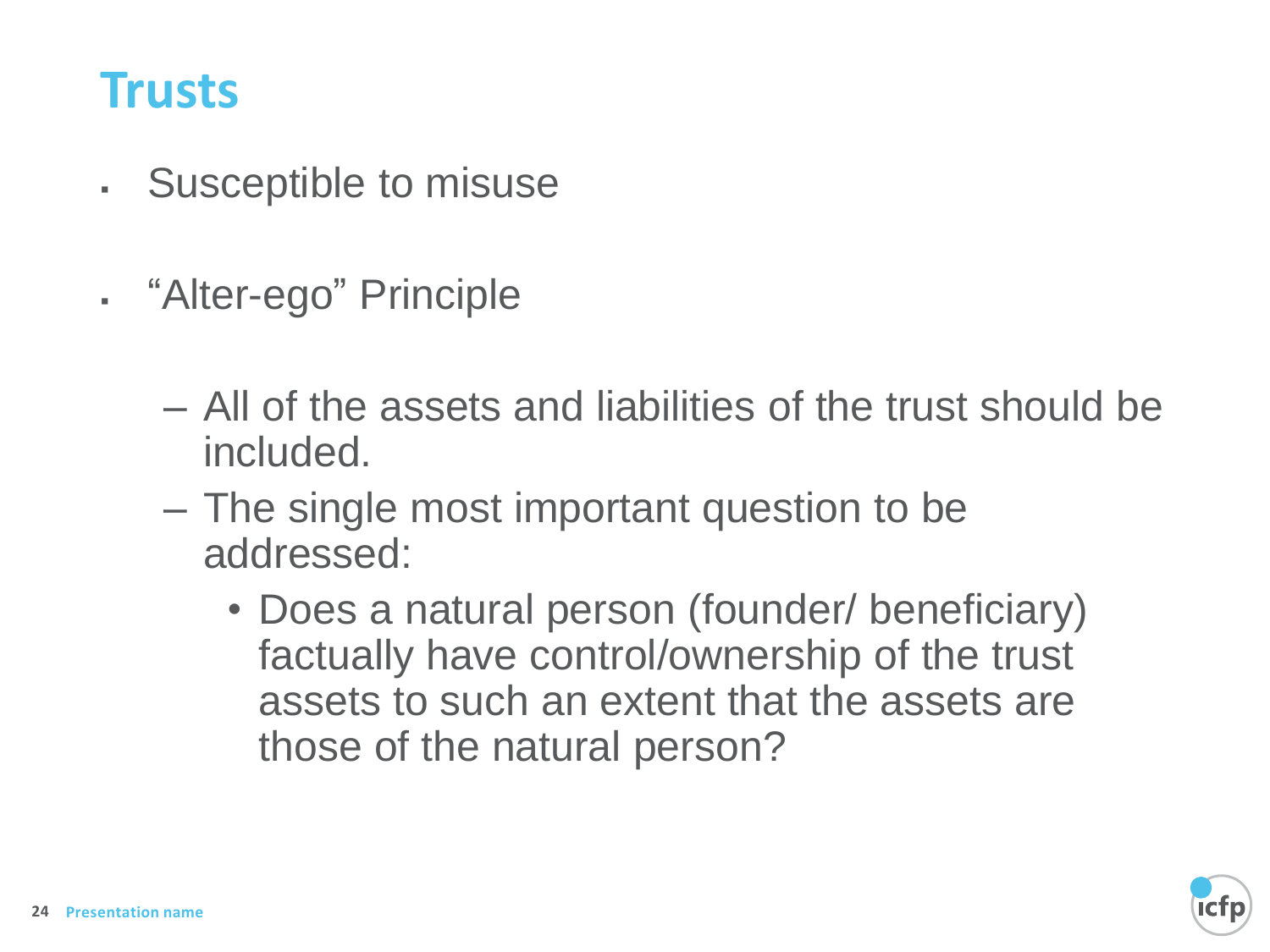# Trusts

- Susceptible to misuse
- "Alter-ego" Principle
  - All of the assets and liabilities of the trust should be included.
  - The single most important question to be addressed:
    - Does a natural person (founder/ beneficiary) factually have control/ownership of the trust assets to such an extent that the assets are those of the natural person?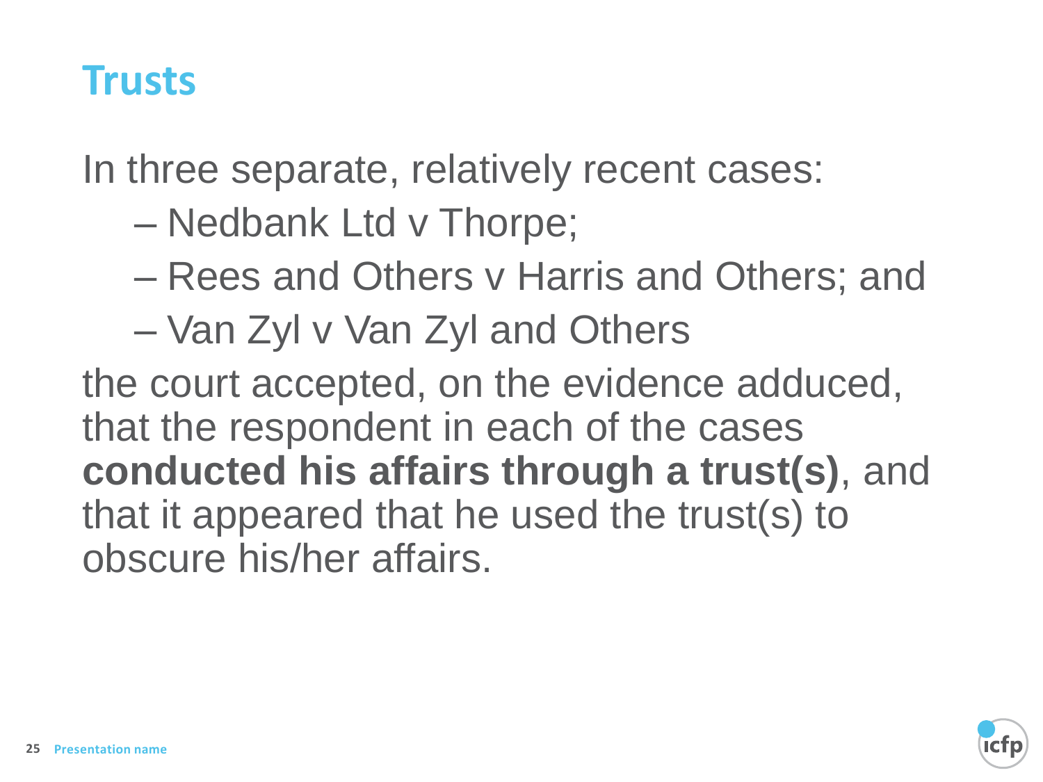# Trusts

In three separate, relatively recent cases:

- Nedbank Ltd v Thorpe;
- Rees and Others v Harris and Others; and
- Van Zyl v Van Zyl and Others

the court accepted, on the evidence adduced, that the respondent in each of the cases **conducted his affairs through a trust(s)**, and that it appeared that he used the trust(s) to obscure his/her affairs.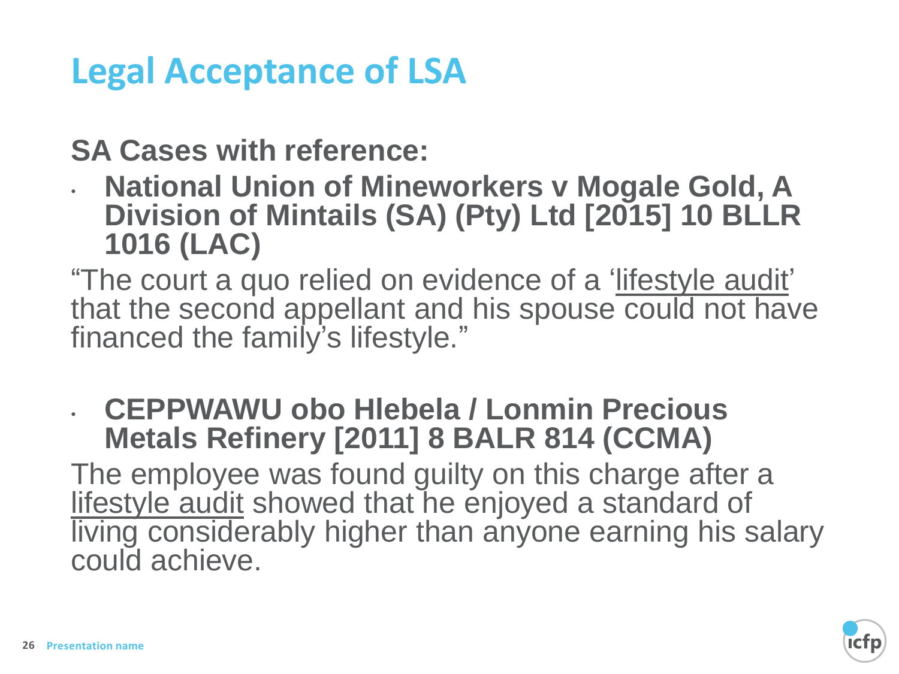# Legal Acceptance of LSA

**SA Cases with reference:**

- **National Union of Mineworkers v Mogale Gold, A Division of Mintails (SA) (Pty) Ltd [2015] 10 BLLR 1016 (LAC)**

"The court a quo relied on evidence of a 'lifestyle audit' that the second appellant and his spouse could not have financed the family's lifestyle."

- **CEPPWAWU obo Hlebela / Lonmin Precious Metals Refinery [2011] 8 BALR 814 (CCMA)**

The employee was found guilty on this charge after a lifestyle audit showed that he enjoyed a standard of living considerably higher than anyone earning his salary could achieve.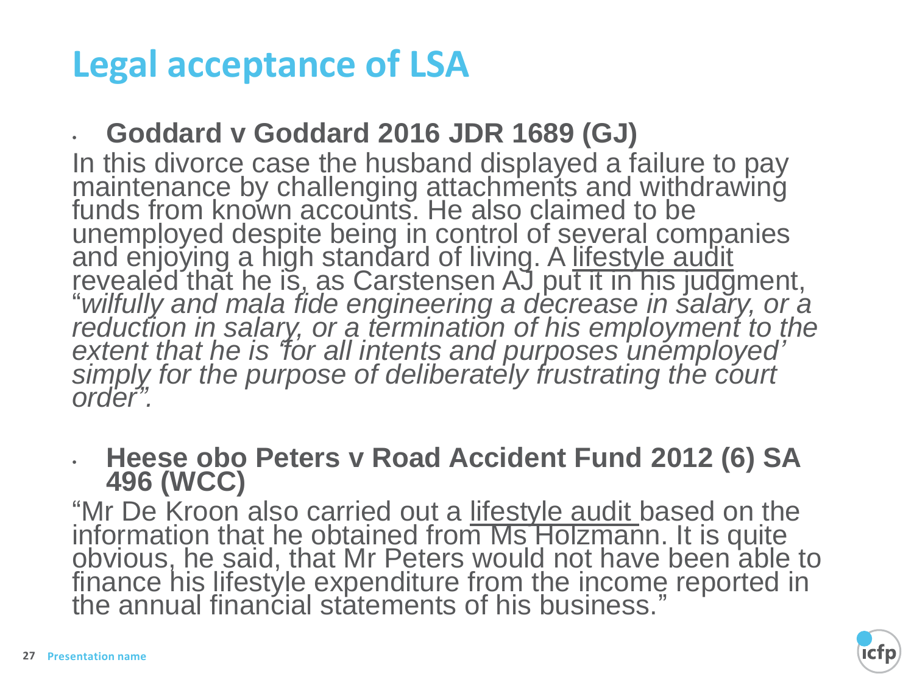# Legal acceptance of LSA

- **Goddard v Goddard 2016 JDR 1689 (GJ)**

In this divorce case the husband displayed a failure to pay maintenance by challenging attachments and withdrawing funds from known accounts. He also claimed to be unemployed despite being in control of several companies and enjoying a high standard of living. A lifestyle audit revealed that he is, as Carstensen AJ put it in his judgment, "*wilfully and mala fide engineering a decrease in salary, or a reduction in salary, or a termination of his employment to the extent that he is 'for all intents and purposes unemployed' simply for the purpose of deliberately frustrating the court order".*

- **Heese obo Peters v Road Accident Fund 2012 (6) SA 496 (WCC)**

"Mr De Kroon also carried out a lifestyle audit based on the information that he obtained from Ms Holzmann. It is quite obvious, he said, that Mr Peters would not have been able to finance his lifestyle expenditure from the income reported in the annual financial statements of his business."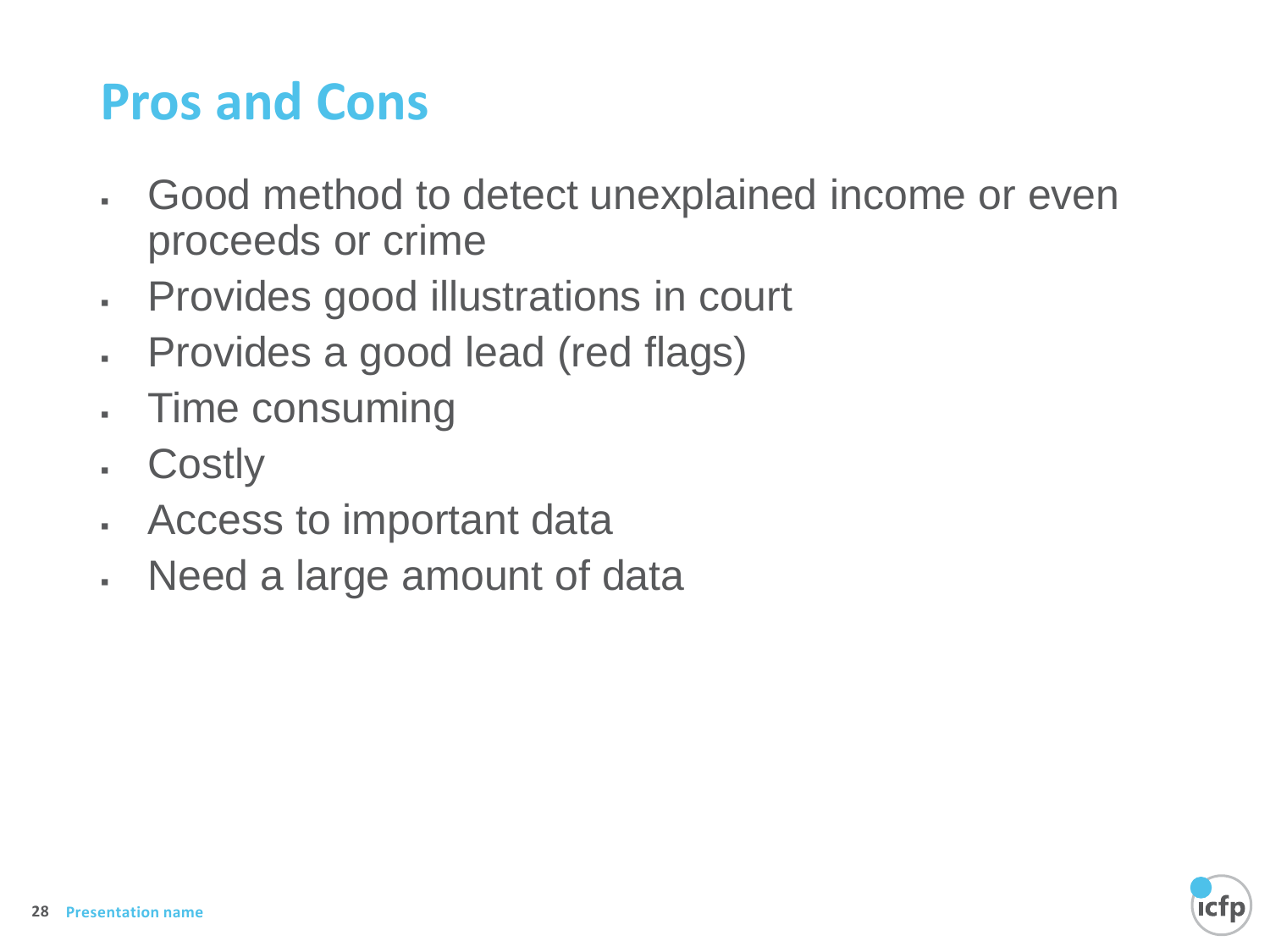## Pros and Cons

- Good method to detect unexplained income or even proceeds or crime
- Provides good illustrations in court
- Provides a good lead (red flags)
- Time consuming
- Costly
- Access to important data
- Need a large amount of data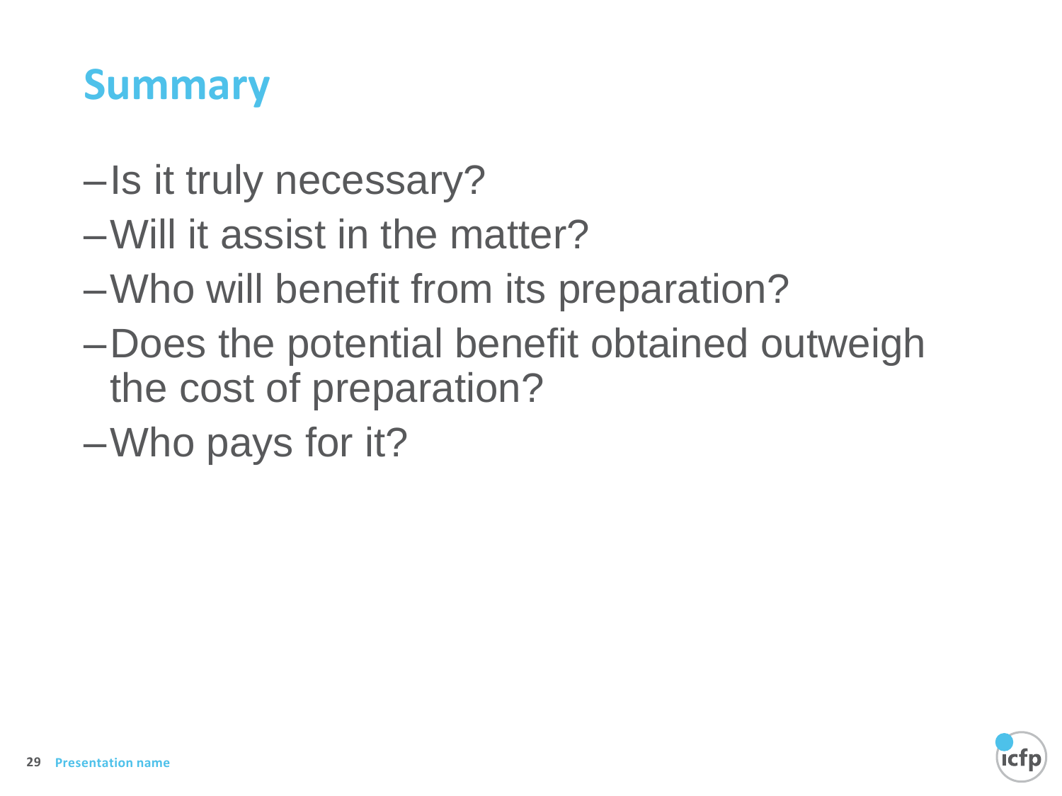# Summary

- Is it truly necessary?
- Will it assist in the matter?
- Who will benefit from its preparation?
- Does the potential benefit obtained outweigh the cost of preparation?
- Who pays for it?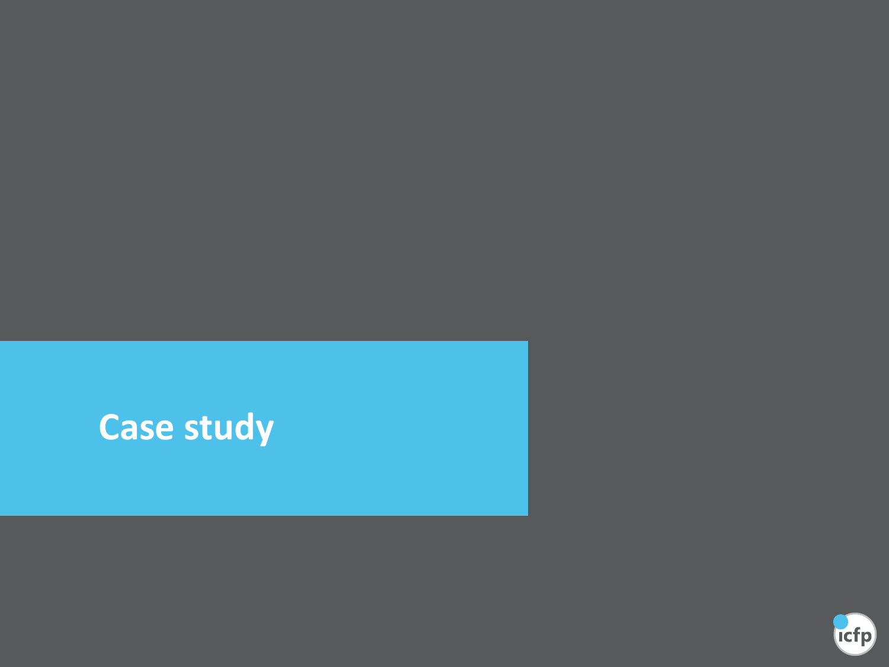# Case study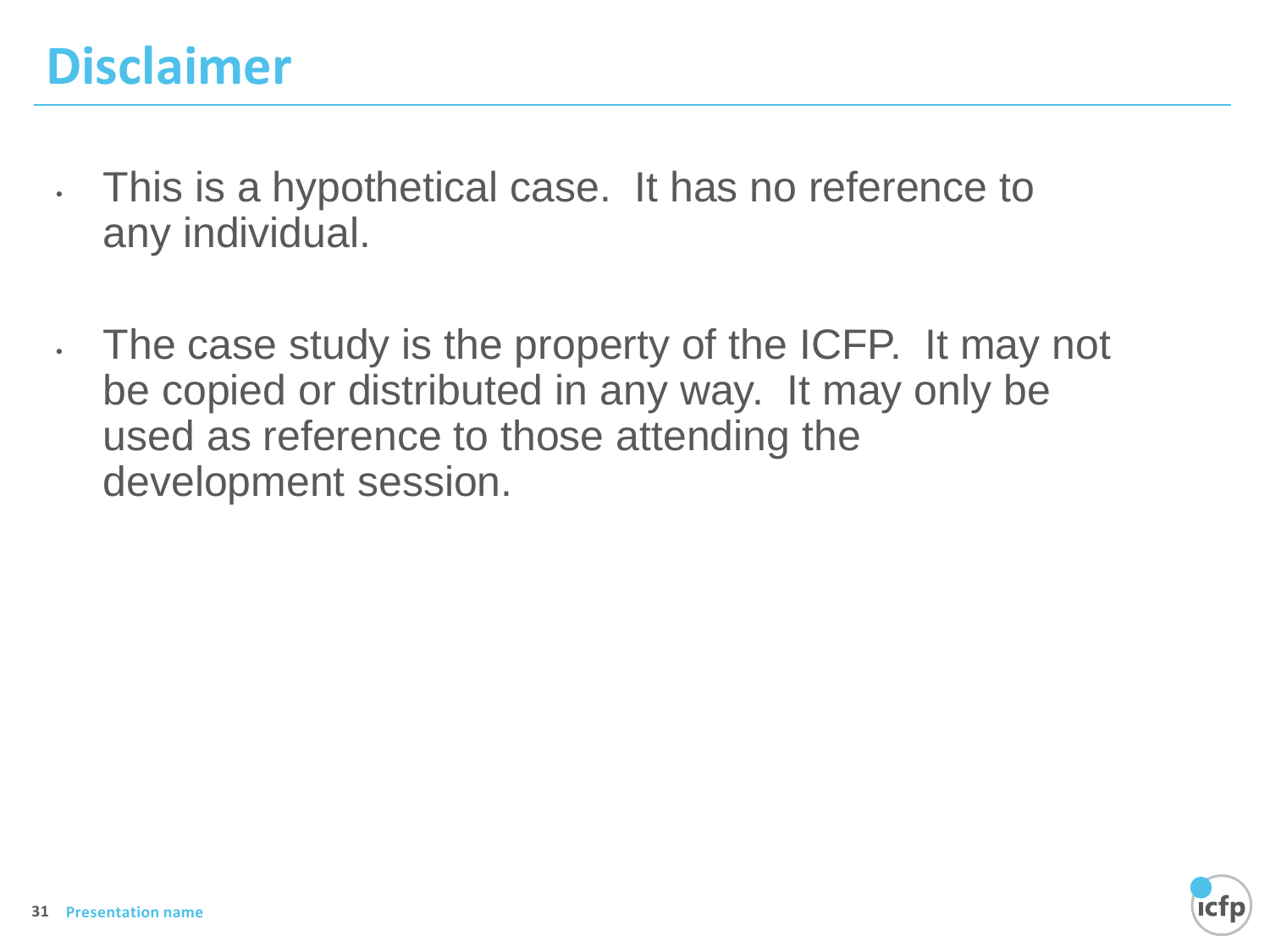# Disclaimer

- This is a hypothetical case. It has no reference to any individual.
- The case study is the property of the ICFP. It may not be copied or distributed in any way. It may only be used as reference to those attending the development session.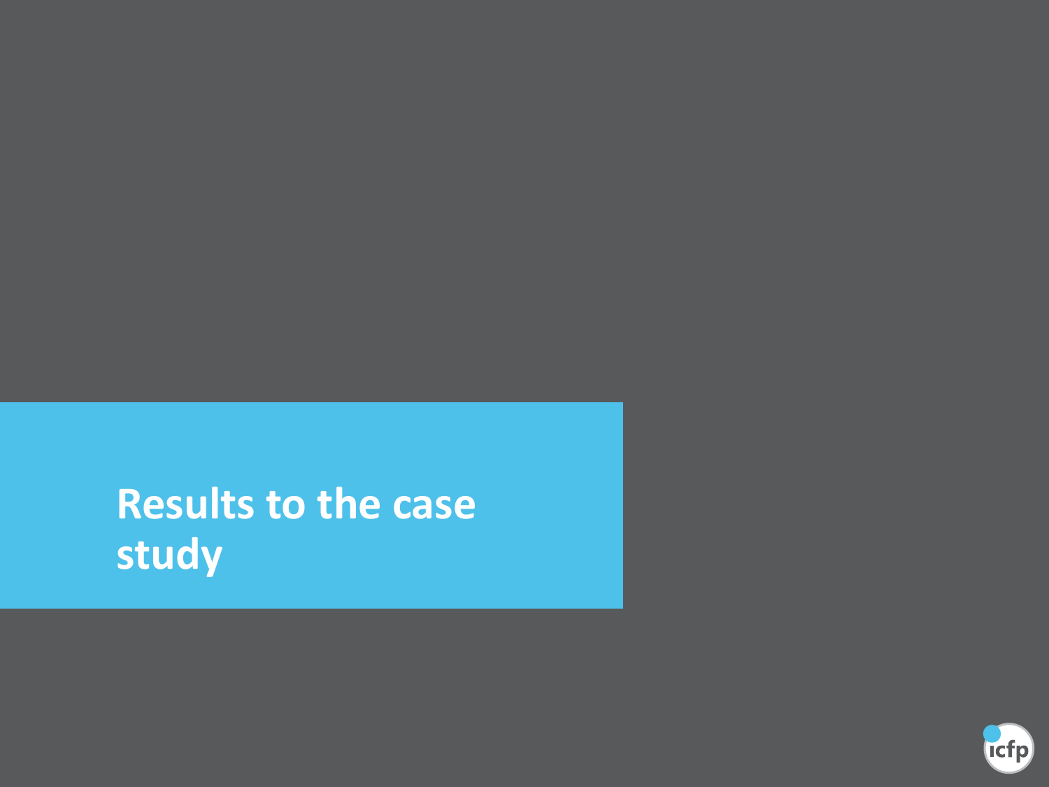# Results to the case study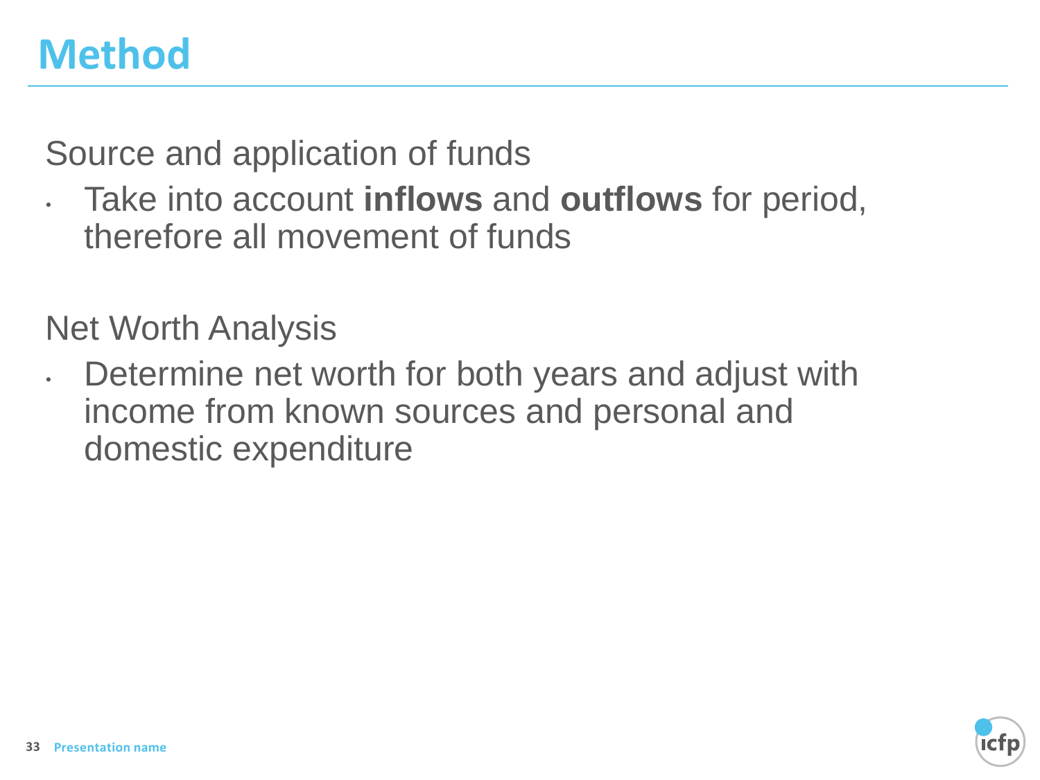# Method

Source and application of funds

- Take into account **inflows** and **outflows** for period, therefore all movement of funds

Net Worth Analysis

- Determine net worth for both years and adjust with income from known sources and personal and domestic expenditure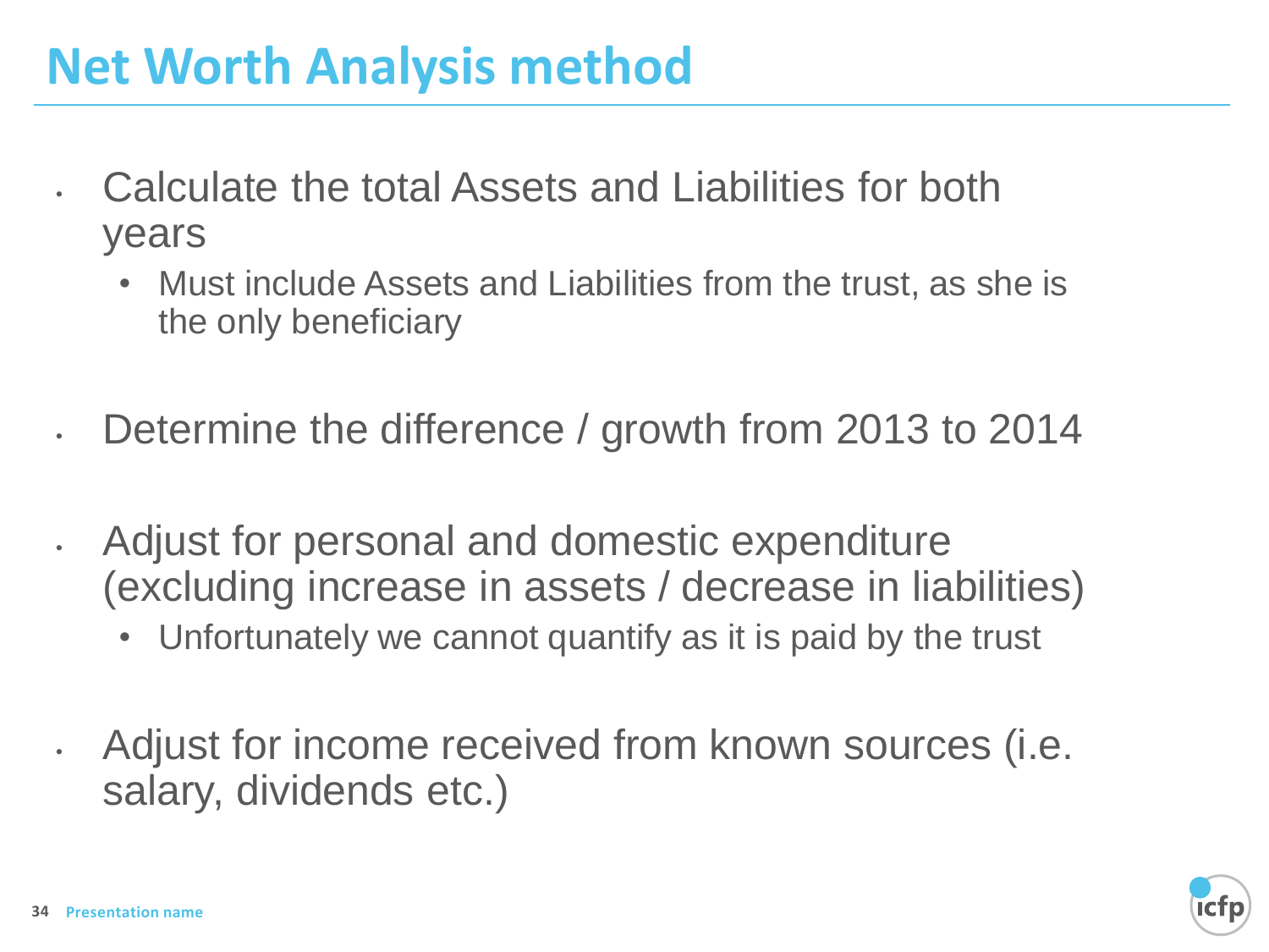# Net Worth Analysis method

- Calculate the total Assets and Liabilities for both years
  - Must include Assets and Liabilities from the trust, as she is the only beneficiary
- Determine the difference / growth from 2013 to 2014
- Adjust for personal and domestic expenditure (excluding increase in assets / decrease in liabilities)
  - Unfortunately we cannot quantify as it is paid by the trust
- Adjust for income received from known sources (i.e. salary, dividends etc.)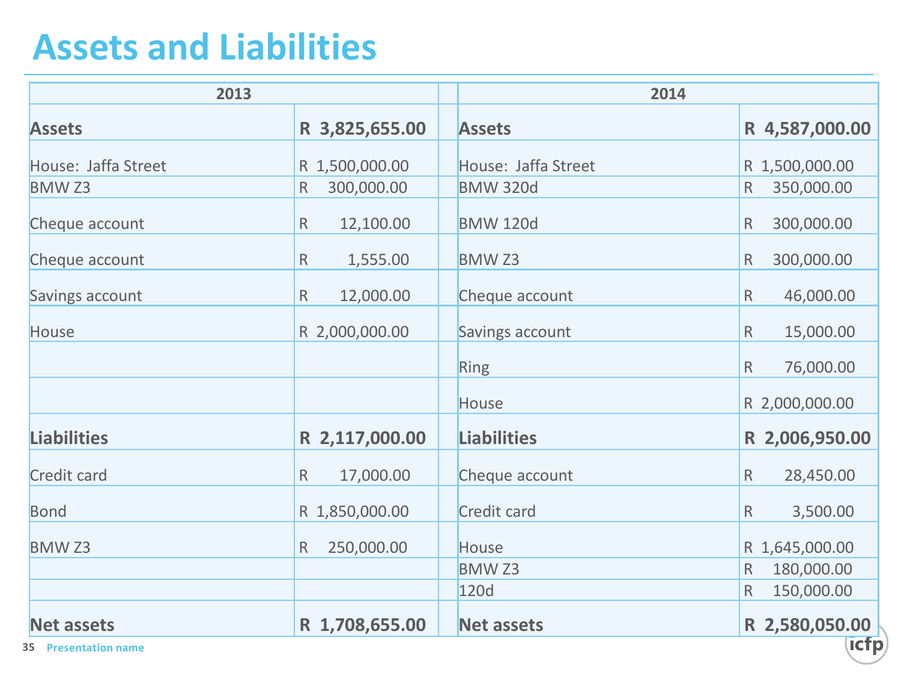# Assets and Liabilities

| 2013 | | | 2014 | |
|---|---|---|---|---|
| **Assets** | **R 3,825,655.00** | | **Assets** | **R 4,587,000.00** |
| House: Jaffa Street | R 1,500,000.00 | | House: Jaffa Street | R 1,500,000.00 |
| BMW Z3 | R 300,000.00 | | BMW 320d | R 350,000.00 |
| Cheque account | R 12,100.00 | | BMW 120d | R 300,000.00 |
| Cheque account | R 1,555.00 | | BMW Z3 | R 300,000.00 |
| Savings account | R 12,000.00 | | Cheque account | R 46,000.00 |
| House | R 2,000,000.00 | | Savings account | R 15,000.00 |
| | | | Ring | R 76,000.00 |
| | | | House | R 2,000,000.00 |
| **Liabilities** | **R 2,117,000.00** | | **Liabilities** | **R 2,006,950.00** |
| Credit card | R 17,000.00 | | Cheque account | R 28,450.00 |
| Bond | R 1,850,000.00 | | Credit card | R 3,500.00 |
| BMW Z3 | R 250,000.00 | | House | R 1,645,000.00 |
| | | | BMW Z3 | R 180,000.00 |
| | | | 120d | R 150,000.00 |
| **Net assets** | **R 1,708,655.00** | | **Net assets** | **R 2,580,050.00** |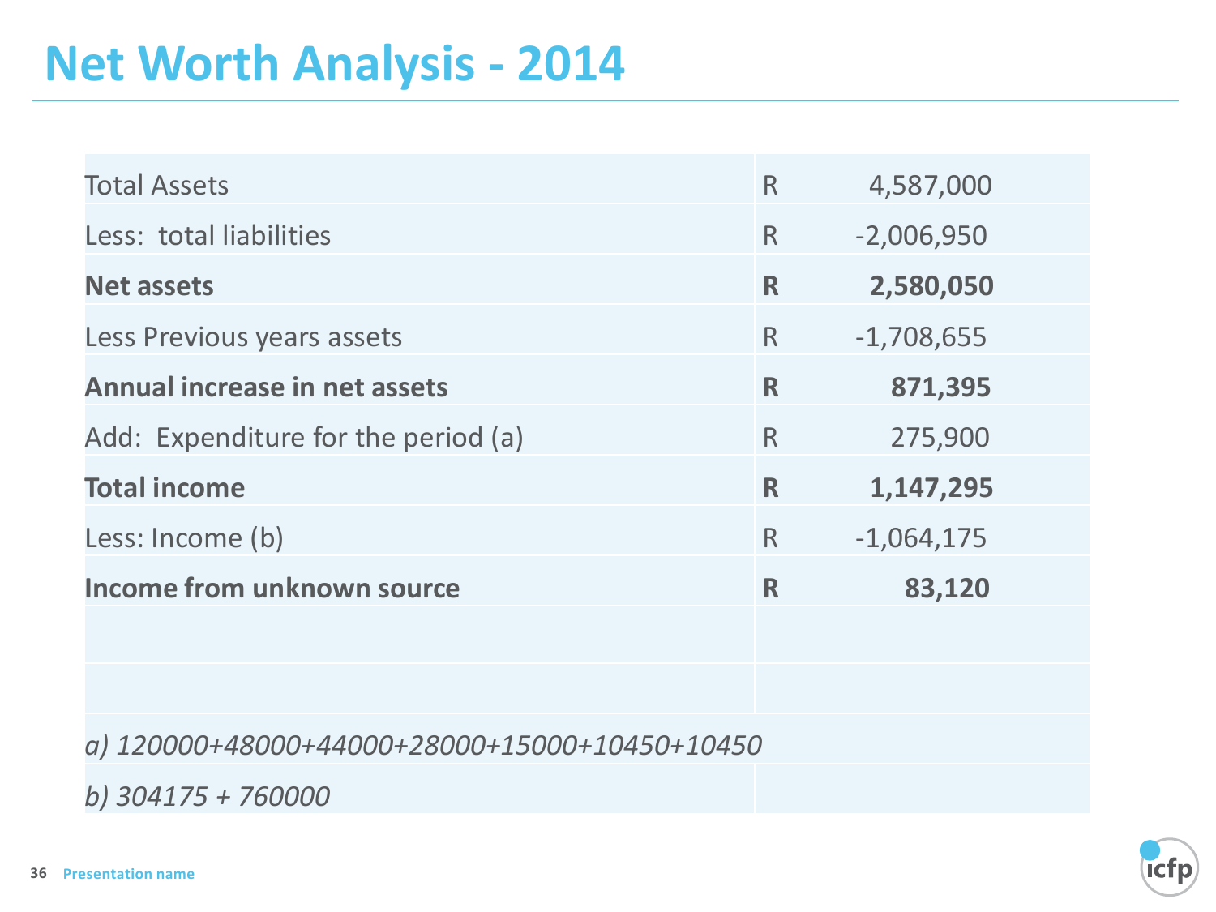# Net Worth Analysis - 2014

| | | |
|---|---|---|
| Total Assets | R | 4,587,000 |
| Less: total liabilities | R | -2,006,950 |
| **Net assets** | **R** | **2,580,050** |
| Less Previous years assets | R | -1,708,655 |
| **Annual increase in net assets** | **R** | **871,395** |
| Add: Expenditure for the period (a) | R | 275,900 |
| **Total income** | **R** | **1,147,295** |
| Less: Income (b) | R | -1,064,175 |
| **Income from unknown source** | **R** | **83,120** |

*a) 120000+48000+44000+28000+15000+10450+10450*

*b) 304175 + 760000*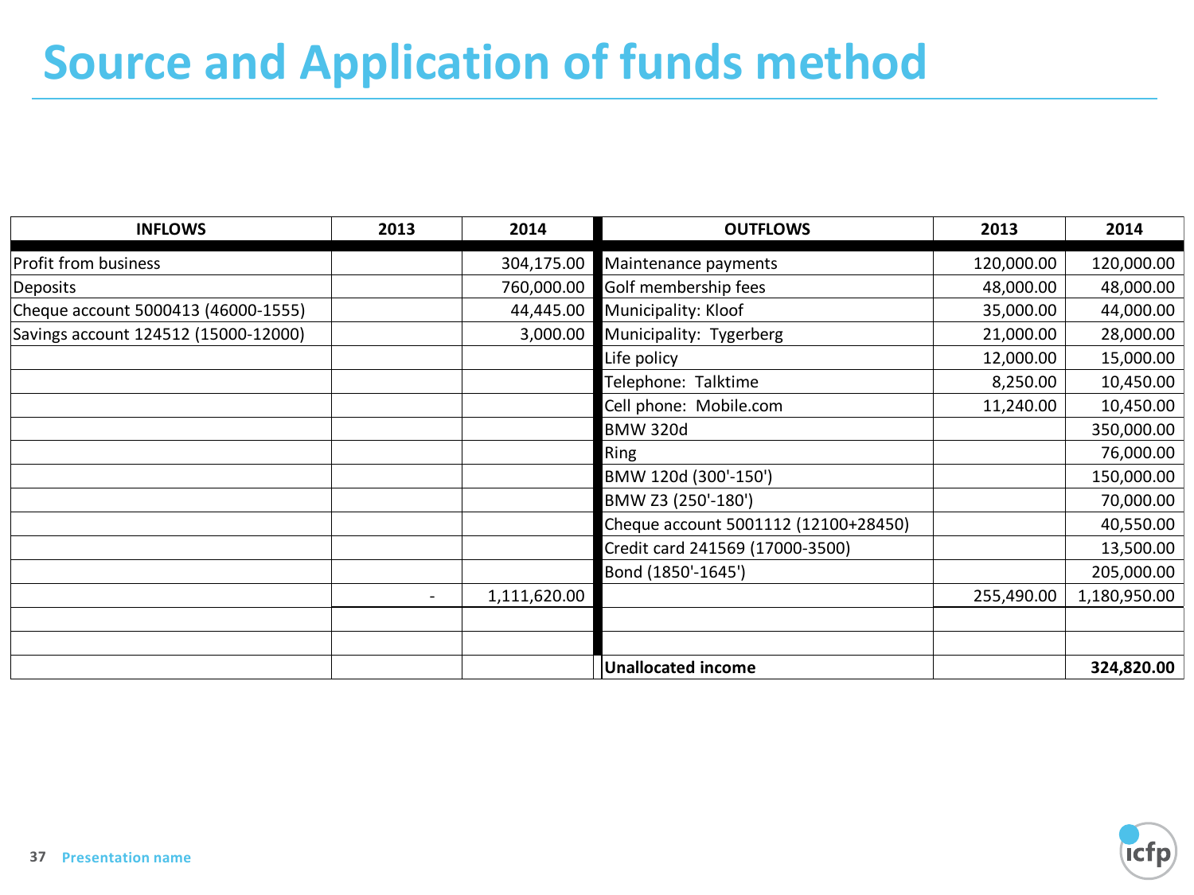# Source and Application of funds method

| INFLOWS | 2013 | 2014 | OUTFLOWS | 2013 | 2014 |
|---|---|---|---|---|---|
| Profit from business | | 304,175.00 | Maintenance payments | 120,000.00 | 120,000.00 |
| Deposits | | 760,000.00 | Golf membership fees | 48,000.00 | 48,000.00 |
| Cheque account 5000413 (46000-1555) | | 44,445.00 | Municipality: Kloof | 35,000.00 | 44,000.00 |
| Savings account 124512 (15000-12000) | | 3,000.00 | Municipality: Tygerberg | 21,000.00 | 28,000.00 |
| | | | Life policy | 12,000.00 | 15,000.00 |
| | | | Telephone: Talktime | 8,250.00 | 10,450.00 |
| | | | Cell phone: Mobile.com | 11,240.00 | 10,450.00 |
| | | | BMW 320d | | 350,000.00 |
| | | | Ring | | 76,000.00 |
| | | | BMW 120d (300'-150') | | 150,000.00 |
| | | | BMW Z3 (250'-180') | | 70,000.00 |
| | | | Cheque account 5001112 (12100+28450) | | 40,550.00 |
| | | | Credit card 241569 (17000-3500) | | 13,500.00 |
| | | | Bond (1850'-1645') | | 205,000.00 |
| | - | 1,111,620.00 | | 255,490.00 | 1,180,950.00 |
| | | | | | |
| | | | | | |
| | | | **Unallocated income** | | **324,820.00** |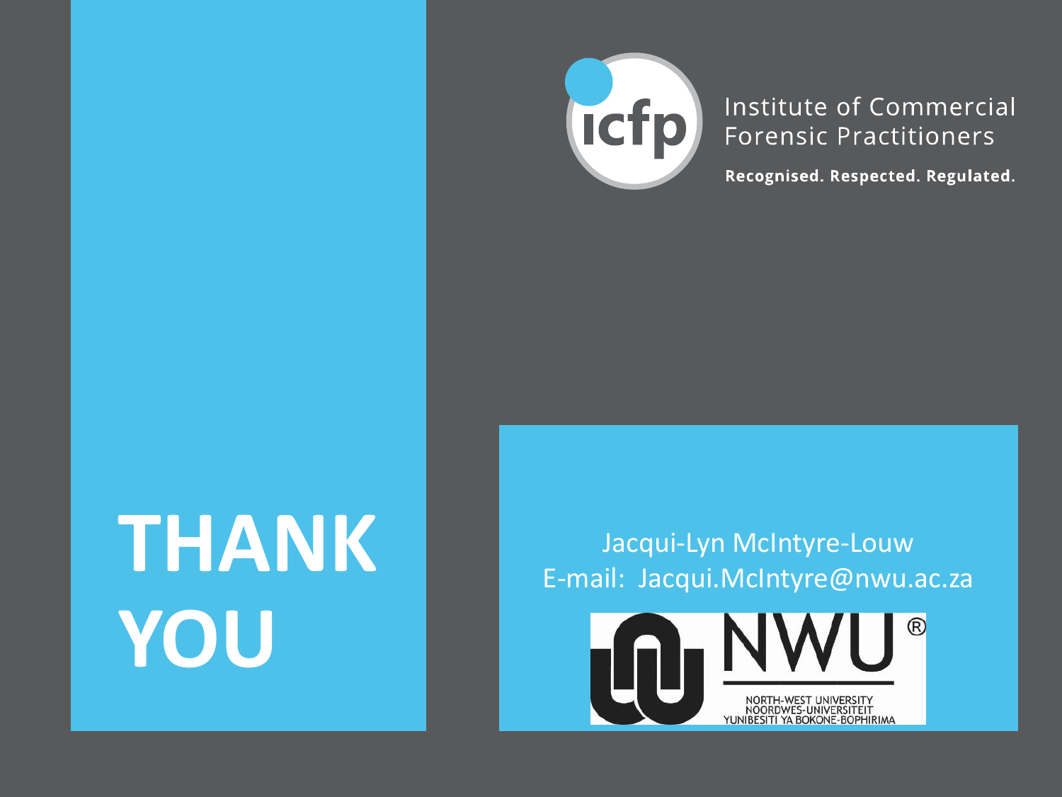Institute of Commercial Forensic Practitioners

**Recognised. Respected. Regulated.**

# THANK YOU

Jacqui-Lyn McIntyre-Louw
E-mail: Jacqui.McIntyre@nwu.ac.za

NWU®
NORTH-WEST UNIVERSITY
NOORDWES-UNIVERSITEIT
YUNIBESITI YA BOKONE-BOPHIRIMA